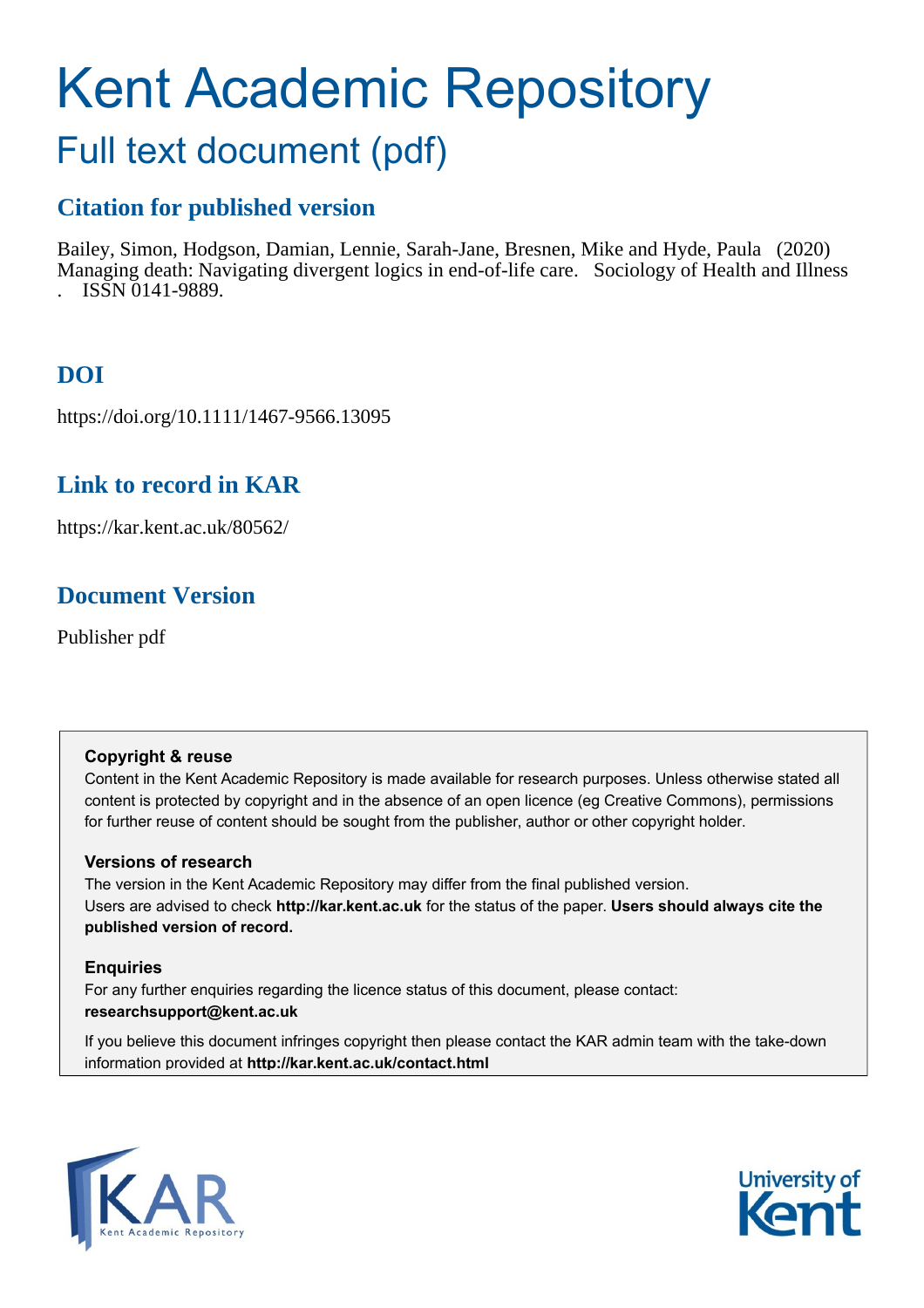# Kent Academic Repository

## Full text document (pdf)

### Citation for published version

Bailey, Simon, Hodgson, Damian, Lennie, Sarah-Jane, Bresnen, Mike and Hyde, Paula (2020) Managing death: Navigating divergent logics in end-of-life care. Sociology of Health and Illness . ISSN 0141-9889.

### DOI

https://doi.org/10.1111/1467-9566.13095

### Link to record in KAR

https://kar.kent.ac.uk/80562/

### Document Version

Publisher pdf

**Copyright & reuse**

Content in the Kent Academic Repository is made available for research purposes. Unless otherwise stated all content is protected by copyright and in the absence of an open licence (eg Creative Commons), permissions for further reuse of content should be sought from the publisher, author or other copyright holder.

**Versions of research**

The version in the Kent Academic Repository may differ from the final published version. Users are advised to check **http://kar.kent.ac.uk** for the status of the paper. **Users should always cite the published version of record.**

**Enquiries**

For any further enquiries regarding the licence status of this document, please contact: **researchsupport@kent.ac.uk**

If you believe this document infringes copyright then please contact the KAR admin team with the take-down information provided at **http://kar.kent.ac.uk/contact.html**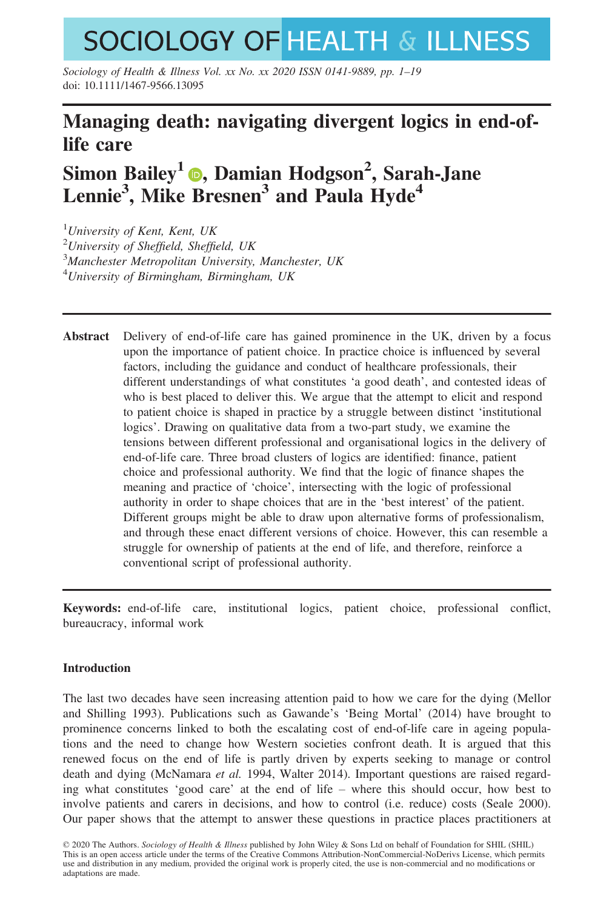# Managing death: navigating divergent logics in end-of-life care

## Simon Bailey[1], Damian Hodgson[2], Sarah-Jane Lennie[3], Mike Bresnen[3] and Paula Hyde[4]

[1]*University of Kent, Kent, UK*
[2]*University of Sheffield, Sheffield, UK*
[3]*Manchester Metropolitan University, Manchester, UK*
[4]*University of Birmingham, Birmingham, UK*

---

**Abstract** Delivery of end-of-life care has gained prominence in the UK, driven by a focus upon the importance of patient choice. In practice choice is influenced by several factors, including the guidance and conduct of healthcare professionals, their different understandings of what constitutes 'a good death', and contested ideas of who is best placed to deliver this. We argue that the attempt to elicit and respond to patient choice is shaped in practice by a struggle between distinct 'institutional logics'. Drawing on qualitative data from a two-part study, we examine the tensions between different professional and organisational logics in the delivery of end-of-life care. Three broad clusters of logics are identified: finance, patient choice and professional authority. We find that the logic of finance shapes the meaning and practice of 'choice', intersecting with the logic of professional authority in order to shape choices that are in the 'best interest' of the patient. Different groups might be able to draw upon alternative forms of professionalism, and through these enact different versions of choice. However, this can resemble a struggle for ownership of patients at the end of life, and therefore, reinforce a conventional script of professional authority.

---

**Keywords:** end-of-life care, institutional logics, patient choice, professional conflict, bureaucracy, informal work

### Introduction

The last two decades have seen increasing attention paid to how we care for the dying (Mellor and Shilling 1993). Publications such as Gawande's 'Being Mortal' (2014) have brought to prominence concerns linked to both the escalating cost of end-of-life care in ageing populations and the need to change how Western societies confront death. It is argued that this renewed focus on the end of life is partly driven by experts seeking to manage or control death and dying (McNamara *et al.* 1994, Walter 2014). Important questions are raised regarding what constitutes 'good care' at the end of life – where this should occur, how best to involve patients and carers in decisions, and how to control (i.e. reduce) costs (Seale 2000). Our paper shows that the attempt to answer these questions in practice places practitioners at

© 2020 The Authors. *Sociology of Health & Illness* published by John Wiley & Sons Ltd on behalf of Foundation for SHIL (SHIL)
This is an open access article under the terms of the Creative Commons Attribution-NonCommercial-NoDerivs License, which permits use and distribution in any medium, provided the original work is properly cited, the use is non-commercial and no modifications or adaptations are made.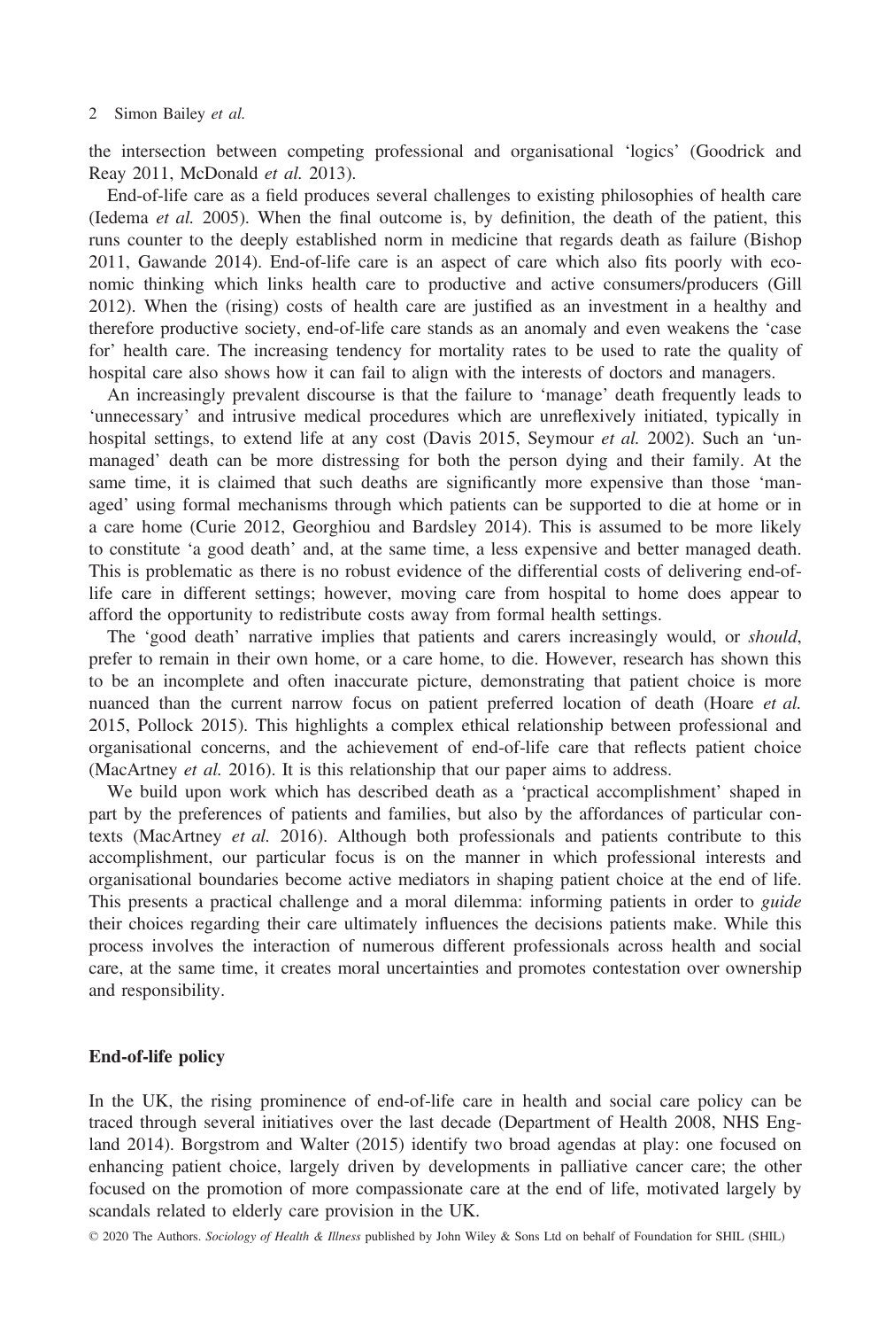the intersection between competing professional and organisational 'logics' (Goodrick and Reay 2011, McDonald *et al.* 2013).

End-of-life care as a field produces several challenges to existing philosophies of health care (Iedema *et al.* 2005). When the final outcome is, by definition, the death of the patient, this runs counter to the deeply established norm in medicine that regards death as failure (Bishop 2011, Gawande 2014). End-of-life care is an aspect of care which also fits poorly with economic thinking which links health care to productive and active consumers/producers (Gill 2012). When the (rising) costs of health care are justified as an investment in a healthy and therefore productive society, end-of-life care stands as an anomaly and even weakens the 'case for' health care. The increasing tendency for mortality rates to be used to rate the quality of hospital care also shows how it can fail to align with the interests of doctors and managers.

An increasingly prevalent discourse is that the failure to 'manage' death frequently leads to 'unnecessary' and intrusive medical procedures which are unreflexively initiated, typically in hospital settings, to extend life at any cost (Davis 2015, Seymour *et al.* 2002). Such an 'unmanaged' death can be more distressing for both the person dying and their family. At the same time, it is claimed that such deaths are significantly more expensive than those 'managed' using formal mechanisms through which patients can be supported to die at home or in a care home (Curie 2012, Georghiou and Bardsley 2014). This is assumed to be more likely to constitute 'a good death' and, at the same time, a less expensive and better managed death. This is problematic as there is no robust evidence of the differential costs of delivering end-of-life care in different settings; however, moving care from hospital to home does appear to afford the opportunity to redistribute costs away from formal health settings.

The 'good death' narrative implies that patients and carers increasingly would, or *should*, prefer to remain in their own home, or a care home, to die. However, research has shown this to be an incomplete and often inaccurate picture, demonstrating that patient choice is more nuanced than the current narrow focus on patient preferred location of death (Hoare *et al.* 2015, Pollock 2015). This highlights a complex ethical relationship between professional and organisational concerns, and the achievement of end-of-life care that reflects patient choice (MacArtney *et al.* 2016). It is this relationship that our paper aims to address.

We build upon work which has described death as a 'practical accomplishment' shaped in part by the preferences of patients and families, but also by the affordances of particular contexts (MacArtney *et al.* 2016). Although both professionals and patients contribute to this accomplishment, our particular focus is on the manner in which professional interests and organisational boundaries become active mediators in shaping patient choice at the end of life. This presents a practical challenge and a moral dilemma: informing patients in order to *guide* their choices regarding their care ultimately influences the decisions patients make. While this process involves the interaction of numerous different professionals across health and social care, at the same time, it creates moral uncertainties and promotes contestation over ownership and responsibility.

## End-of-life policy

In the UK, the rising prominence of end-of-life care in health and social care policy can be traced through several initiatives over the last decade (Department of Health 2008, NHS England 2014). Borgstrom and Walter (2015) identify two broad agendas at play: one focused on enhancing patient choice, largely driven by developments in palliative cancer care; the other focused on the promotion of more compassionate care at the end of life, motivated largely by scandals related to elderly care provision in the UK.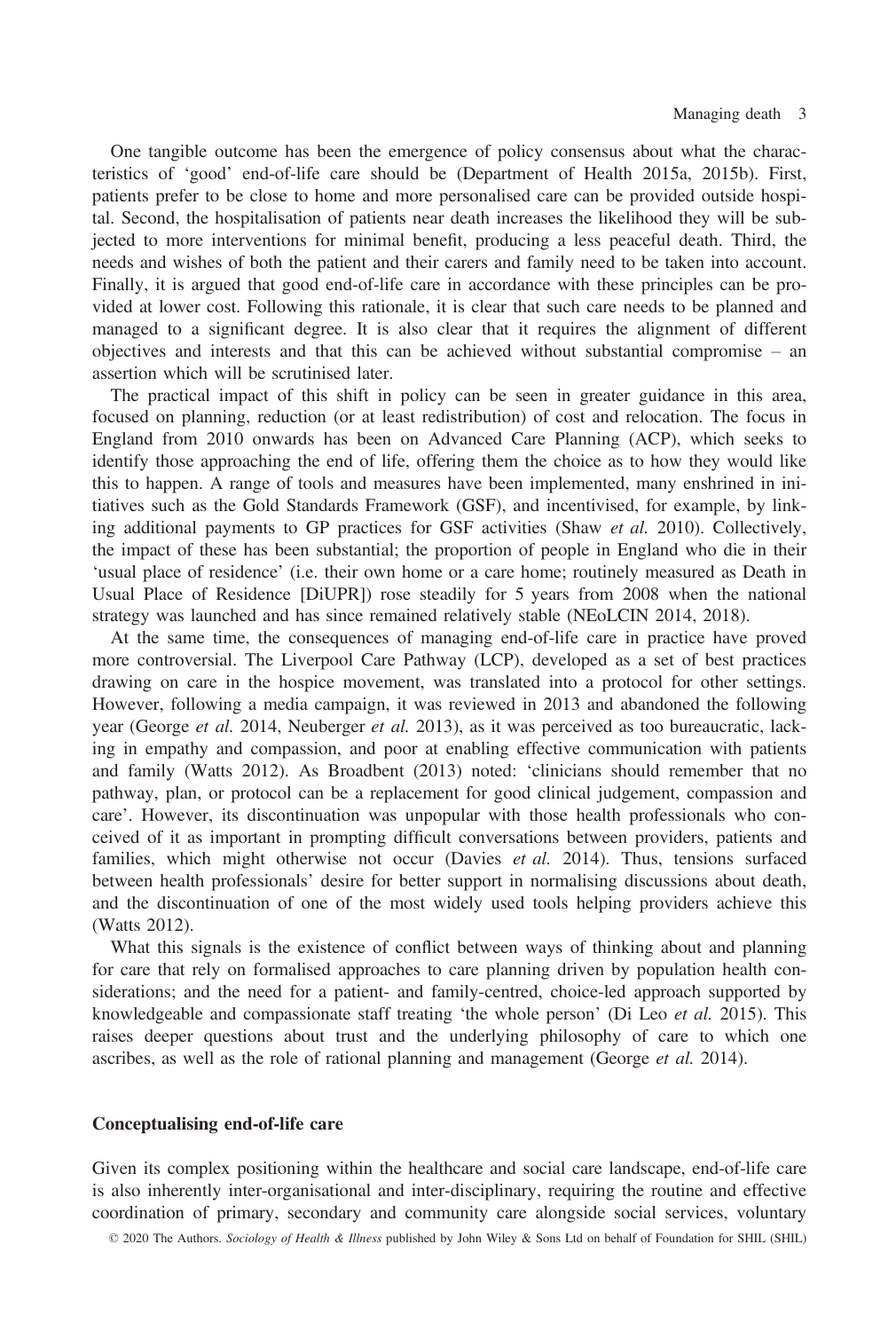One tangible outcome has been the emergence of policy consensus about what the characteristics of 'good' end-of-life care should be (Department of Health 2015a, 2015b). First, patients prefer to be close to home and more personalised care can be provided outside hospital. Second, the hospitalisation of patients near death increases the likelihood they will be subjected to more interventions for minimal benefit, producing a less peaceful death. Third, the needs and wishes of both the patient and their carers and family need to be taken into account. Finally, it is argued that good end-of-life care in accordance with these principles can be provided at lower cost. Following this rationale, it is clear that such care needs to be planned and managed to a significant degree. It is also clear that it requires the alignment of different objectives and interests and that this can be achieved without substantial compromise – an assertion which will be scrutinised later.

The practical impact of this shift in policy can be seen in greater guidance in this area, focused on planning, reduction (or at least redistribution) of cost and relocation. The focus in England from 2010 onwards has been on Advanced Care Planning (ACP), which seeks to identify those approaching the end of life, offering them the choice as to how they would like this to happen. A range of tools and measures have been implemented, many enshrined in initiatives such as the Gold Standards Framework (GSF), and incentivised, for example, by linking additional payments to GP practices for GSF activities (Shaw *et al.* 2010). Collectively, the impact of these has been substantial; the proportion of people in England who die in their 'usual place of residence' (i.e. their own home or a care home; routinely measured as Death in Usual Place of Residence [DiUPR]) rose steadily for 5 years from 2008 when the national strategy was launched and has since remained relatively stable (NEoLCIN 2014, 2018).

At the same time, the consequences of managing end-of-life care in practice have proved more controversial. The Liverpool Care Pathway (LCP), developed as a set of best practices drawing on care in the hospice movement, was translated into a protocol for other settings. However, following a media campaign, it was reviewed in 2013 and abandoned the following year (George *et al.* 2014, Neuberger *et al.* 2013), as it was perceived as too bureaucratic, lacking in empathy and compassion, and poor at enabling effective communication with patients and family (Watts 2012). As Broadbent (2013) noted: 'clinicians should remember that no pathway, plan, or protocol can be a replacement for good clinical judgement, compassion and care'. However, its discontinuation was unpopular with those health professionals who conceived of it as important in prompting difficult conversations between providers, patients and families, which might otherwise not occur (Davies *et al.* 2014). Thus, tensions surfaced between health professionals' desire for better support in normalising discussions about death, and the discontinuation of one of the most widely used tools helping providers achieve this (Watts 2012).

What this signals is the existence of conflict between ways of thinking about and planning for care that rely on formalised approaches to care planning driven by population health considerations; and the need for a patient- and family-centred, choice-led approach supported by knowledgeable and compassionate staff treating 'the whole person' (Di Leo *et al.* 2015). This raises deeper questions about trust and the underlying philosophy of care to which one ascribes, as well as the role of rational planning and management (George *et al.* 2014).

## Conceptualising end-of-life care

Given its complex positioning within the healthcare and social care landscape, end-of-life care is also inherently inter-organisational and inter-disciplinary, requiring the routine and effective coordination of primary, secondary and community care alongside social services, voluntary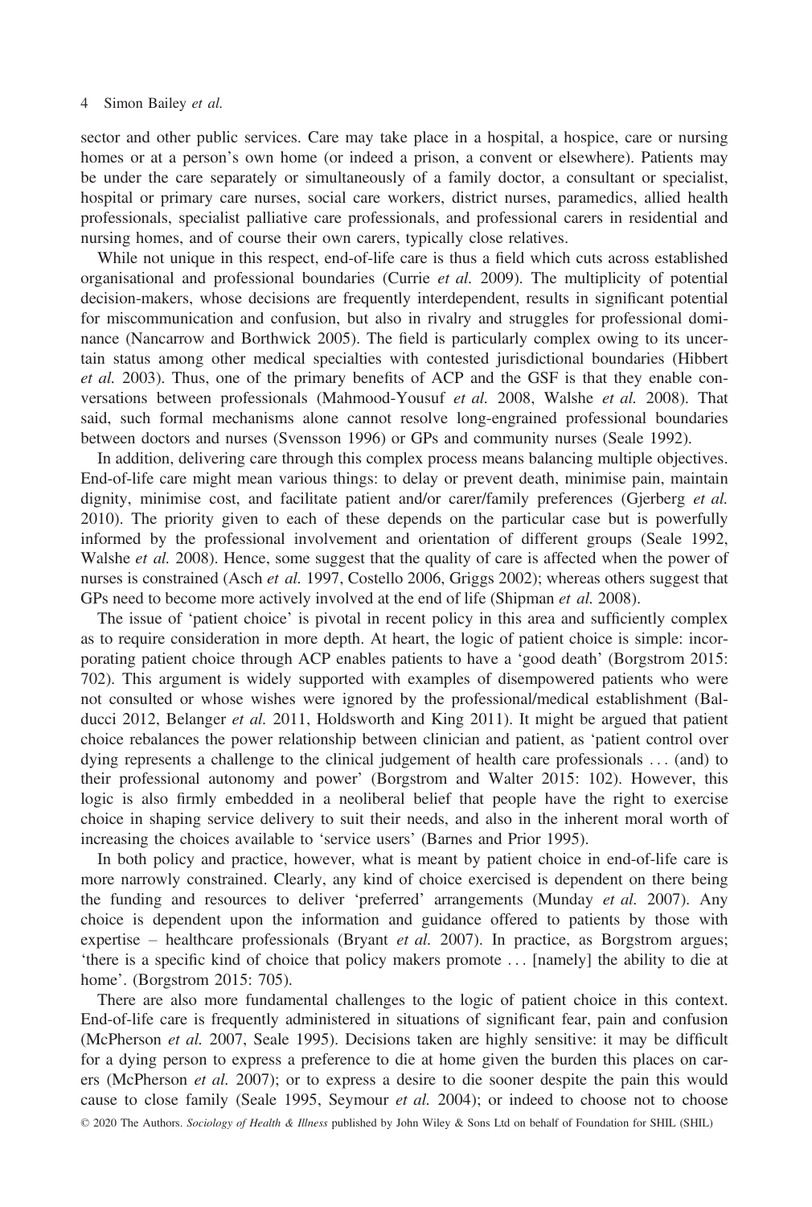sector and other public services. Care may take place in a hospital, a hospice, care or nursing homes or at a person's own home (or indeed a prison, a convent or elsewhere). Patients may be under the care separately or simultaneously of a family doctor, a consultant or specialist, hospital or primary care nurses, social care workers, district nurses, paramedics, allied health professionals, specialist palliative care professionals, and professional carers in residential and nursing homes, and of course their own carers, typically close relatives.

While not unique in this respect, end-of-life care is thus a field which cuts across established organisational and professional boundaries (Currie *et al.* 2009). The multiplicity of potential decision-makers, whose decisions are frequently interdependent, results in significant potential for miscommunication and confusion, but also in rivalry and struggles for professional dominance (Nancarrow and Borthwick 2005). The field is particularly complex owing to its uncertain status among other medical specialties with contested jurisdictional boundaries (Hibbert *et al.* 2003). Thus, one of the primary benefits of ACP and the GSF is that they enable conversations between professionals (Mahmood-Yousuf *et al.* 2008, Walshe *et al.* 2008). That said, such formal mechanisms alone cannot resolve long-engrained professional boundaries between doctors and nurses (Svensson 1996) or GPs and community nurses (Seale 1992).

In addition, delivering care through this complex process means balancing multiple objectives. End-of-life care might mean various things: to delay or prevent death, minimise pain, maintain dignity, minimise cost, and facilitate patient and/or carer/family preferences (Gjerberg *et al.* 2010). The priority given to each of these depends on the particular case but is powerfully informed by the professional involvement and orientation of different groups (Seale 1992, Walshe *et al.* 2008). Hence, some suggest that the quality of care is affected when the power of nurses is constrained (Asch *et al.* 1997, Costello 2006, Griggs 2002); whereas others suggest that GPs need to become more actively involved at the end of life (Shipman *et al.* 2008).

The issue of 'patient choice' is pivotal in recent policy in this area and sufficiently complex as to require consideration in more depth. At heart, the logic of patient choice is simple: incorporating patient choice through ACP enables patients to have a 'good death' (Borgstrom 2015: 702). This argument is widely supported with examples of disempowered patients who were not consulted or whose wishes were ignored by the professional/medical establishment (Balducci 2012, Belanger *et al.* 2011, Holdsworth and King 2011). It might be argued that patient choice rebalances the power relationship between clinician and patient, as 'patient control over dying represents a challenge to the clinical judgement of health care professionals ... (and) to their professional autonomy and power' (Borgstrom and Walter 2015: 102). However, this logic is also firmly embedded in a neoliberal belief that people have the right to exercise choice in shaping service delivery to suit their needs, and also in the inherent moral worth of increasing the choices available to 'service users' (Barnes and Prior 1995).

In both policy and practice, however, what is meant by patient choice in end-of-life care is more narrowly constrained. Clearly, any kind of choice exercised is dependent on there being the funding and resources to deliver 'preferred' arrangements (Munday *et al.* 2007). Any choice is dependent upon the information and guidance offered to patients by those with expertise – healthcare professionals (Bryant *et al.* 2007). In practice, as Borgstrom argues; 'there is a specific kind of choice that policy makers promote ... [namely] the ability to die at home'. (Borgstrom 2015: 705).

There are also more fundamental challenges to the logic of patient choice in this context. End-of-life care is frequently administered in situations of significant fear, pain and confusion (McPherson *et al.* 2007, Seale 1995). Decisions taken are highly sensitive: it may be difficult for a dying person to express a preference to die at home given the burden this places on carers (McPherson *et al.* 2007); or to express a desire to die sooner despite the pain this would cause to close family (Seale 1995, Seymour *et al.* 2004); or indeed to choose not to choose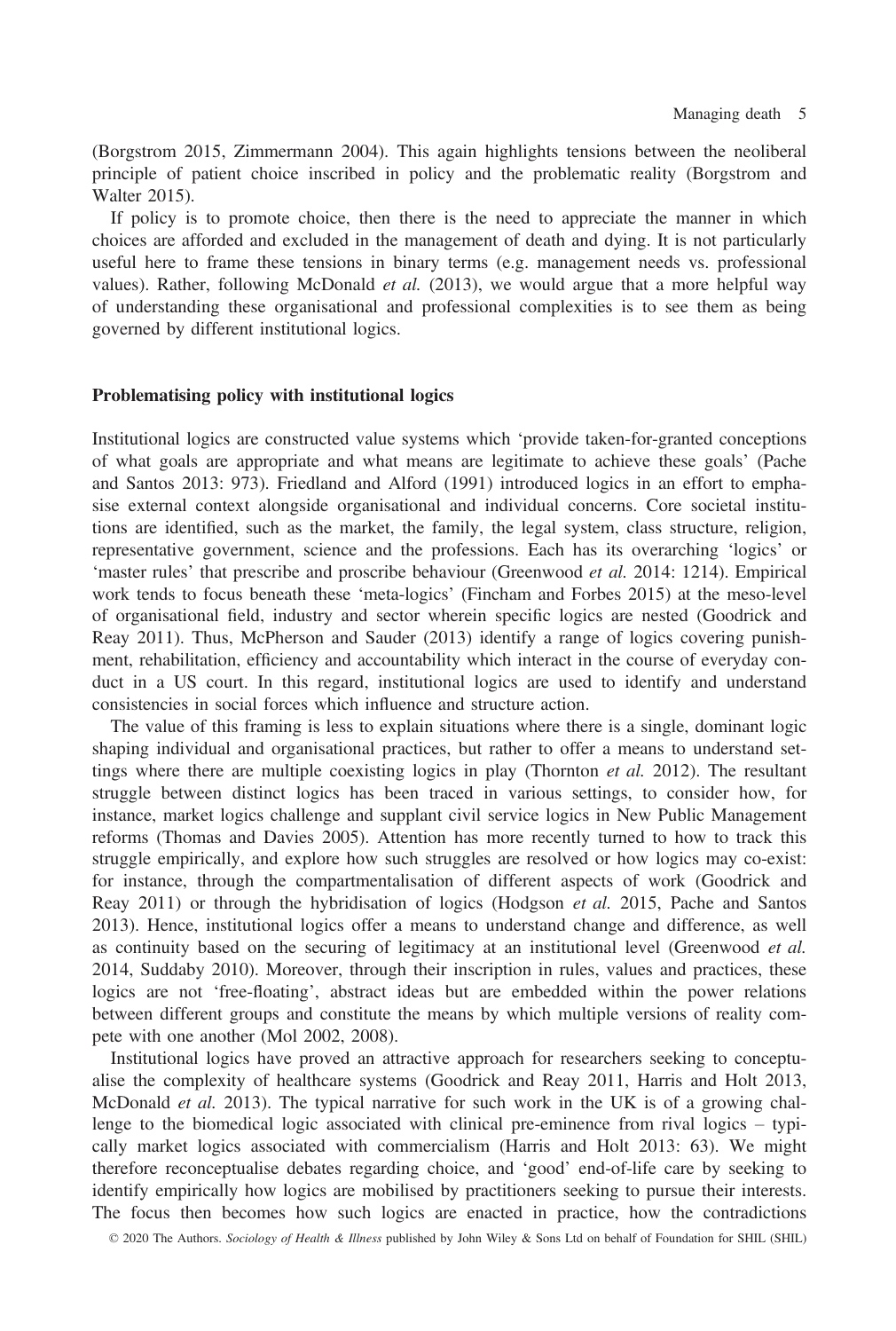(Borgstrom 2015, Zimmermann 2004). This again highlights tensions between the neoliberal principle of patient choice inscribed in policy and the problematic reality (Borgstrom and Walter 2015).

If policy is to promote choice, then there is the need to appreciate the manner in which choices are afforded and excluded in the management of death and dying. It is not particularly useful here to frame these tensions in binary terms (e.g. management needs vs. professional values). Rather, following McDonald *et al.* (2013), we would argue that a more helpful way of understanding these organisational and professional complexities is to see them as being governed by different institutional logics.

## Problematising policy with institutional logics

Institutional logics are constructed value systems which 'provide taken-for-granted conceptions of what goals are appropriate and what means are legitimate to achieve these goals' (Pache and Santos 2013: 973). Friedland and Alford (1991) introduced logics in an effort to emphasise external context alongside organisational and individual concerns. Core societal institutions are identified, such as the market, the family, the legal system, class structure, religion, representative government, science and the professions. Each has its overarching 'logics' or 'master rules' that prescribe and proscribe behaviour (Greenwood *et al.* 2014: 1214). Empirical work tends to focus beneath these 'meta-logics' (Fincham and Forbes 2015) at the meso-level of organisational field, industry and sector wherein specific logics are nested (Goodrick and Reay 2011). Thus, McPherson and Sauder (2013) identify a range of logics covering punishment, rehabilitation, efficiency and accountability which interact in the course of everyday conduct in a US court. In this regard, institutional logics are used to identify and understand consistencies in social forces which influence and structure action.

The value of this framing is less to explain situations where there is a single, dominant logic shaping individual and organisational practices, but rather to offer a means to understand settings where there are multiple coexisting logics in play (Thornton *et al.* 2012). The resultant struggle between distinct logics has been traced in various settings, to consider how, for instance, market logics challenge and supplant civil service logics in New Public Management reforms (Thomas and Davies 2005). Attention has more recently turned to how to track this struggle empirically, and explore how such struggles are resolved or how logics may co-exist: for instance, through the compartmentalisation of different aspects of work (Goodrick and Reay 2011) or through the hybridisation of logics (Hodgson *et al.* 2015, Pache and Santos 2013). Hence, institutional logics offer a means to understand change and difference, as well as continuity based on the securing of legitimacy at an institutional level (Greenwood *et al.* 2014, Suddaby 2010). Moreover, through their inscription in rules, values and practices, these logics are not 'free-floating', abstract ideas but are embedded within the power relations between different groups and constitute the means by which multiple versions of reality compete with one another (Mol 2002, 2008).

Institutional logics have proved an attractive approach for researchers seeking to conceptualise the complexity of healthcare systems (Goodrick and Reay 2011, Harris and Holt 2013, McDonald *et al.* 2013). The typical narrative for such work in the UK is of a growing challenge to the biomedical logic associated with clinical pre-eminence from rival logics – typically market logics associated with commercialism (Harris and Holt 2013: 63). We might therefore reconceptualise debates regarding choice, and 'good' end-of-life care by seeking to identify empirically how logics are mobilised by practitioners seeking to pursue their interests. The focus then becomes how such logics are enacted in practice, how the contradictions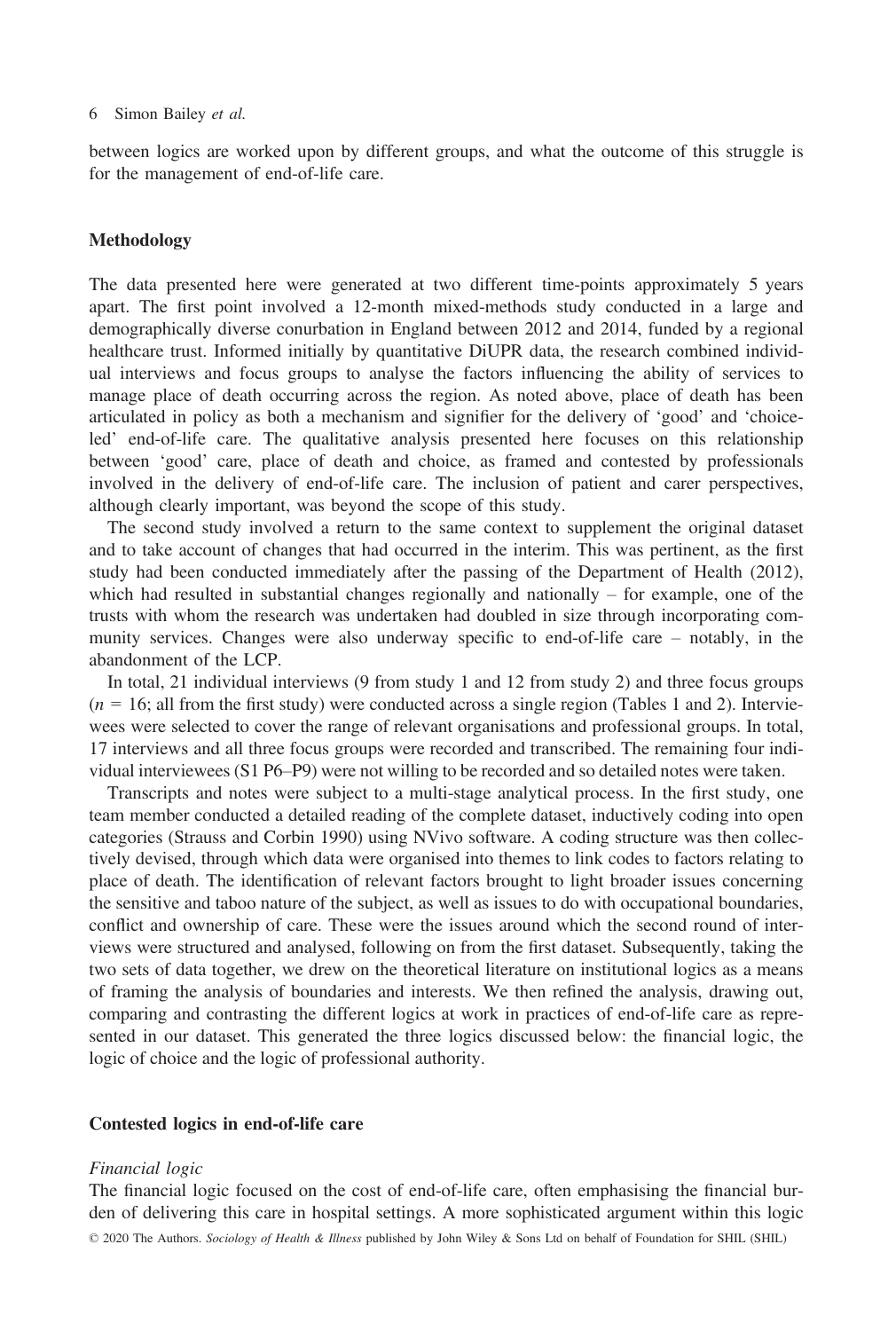between logics are worked upon by different groups, and what the outcome of this struggle is for the management of end-of-life care.

## Methodology

The data presented here were generated at two different time-points approximately 5 years apart. The first point involved a 12-month mixed-methods study conducted in a large and demographically diverse conurbation in England between 2012 and 2014, funded by a regional healthcare trust. Informed initially by quantitative DiUPR data, the research combined individual interviews and focus groups to analyse the factors influencing the ability of services to manage place of death occurring across the region. As noted above, place of death has been articulated in policy as both a mechanism and signifier for the delivery of 'good' and 'choice-led' end-of-life care. The qualitative analysis presented here focuses on this relationship between 'good' care, place of death and choice, as framed and contested by professionals involved in the delivery of end-of-life care. The inclusion of patient and carer perspectives, although clearly important, was beyond the scope of this study.

The second study involved a return to the same context to supplement the original dataset and to take account of changes that had occurred in the interim. This was pertinent, as the first study had been conducted immediately after the passing of the Department of Health (2012), which had resulted in substantial changes regionally and nationally – for example, one of the trusts with whom the research was undertaken had doubled in size through incorporating community services. Changes were also underway specific to end-of-life care – notably, in the abandonment of the LCP.

In total, 21 individual interviews (9 from study 1 and 12 from study 2) and three focus groups ($n = 16$; all from the first study) were conducted across a single region (Tables 1 and 2). Interviewees were selected to cover the range of relevant organisations and professional groups. In total, 17 interviews and all three focus groups were recorded and transcribed. The remaining four individual interviewees (S1 P6–P9) were not willing to be recorded and so detailed notes were taken.

Transcripts and notes were subject to a multi-stage analytical process. In the first study, one team member conducted a detailed reading of the complete dataset, inductively coding into open categories (Strauss and Corbin 1990) using NVivo software. A coding structure was then collectively devised, through which data were organised into themes to link codes to factors relating to place of death. The identification of relevant factors brought to light broader issues concerning the sensitive and taboo nature of the subject, as well as issues to do with occupational boundaries, conflict and ownership of care. These were the issues around which the second round of interviews were structured and analysed, following on from the first dataset. Subsequently, taking the two sets of data together, we drew on the theoretical literature on institutional logics as a means of framing the analysis of boundaries and interests. We then refined the analysis, drawing out, comparing and contrasting the different logics at work in practices of end-of-life care as represented in our dataset. This generated the three logics discussed below: the financial logic, the logic of choice and the logic of professional authority.

## Contested logics in end-of-life care

### *Financial logic*

The financial logic focused on the cost of end-of-life care, often emphasising the financial burden of delivering this care in hospital settings. A more sophisticated argument within this logic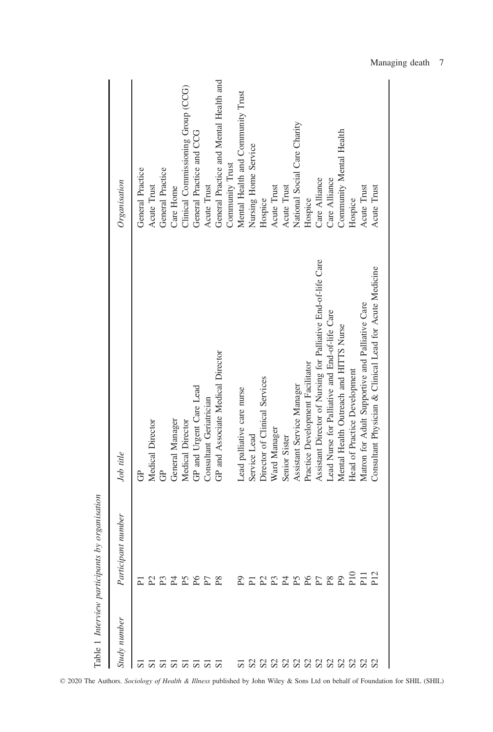Table 1 *Interview participants by organisation*

| *Study number* | *Participant number* | *Job title* | *Organisation* |
|---|---|---|---|
| S1 | P1 | GP | General Practice |
| S1 | P2 | Medical Director | Acute Trust |
| S1 | P3 | GP | General Practice |
| S1 | P4 | General Manager | Care Home |
| S1 | P5 | Medical Director | Clinical Commissioning Group (CCG) |
| S1 | P6 | GP and Urgent Care Lead | General Practice and CCG |
| S1 | P7 | Consultant Geriatrician | Acute Trust |
| S1 | P8 | GP and Associate Medical Director | General Practice and Mental Health and Community Trust |
| S1 | P9 | Lead palliative care nurse | Mental Health and Community Trust |
| S2 | P1 | Service Lead | Nursing Home Service |
| S2 | P2 | Director of Clinical Services | Hospice |
| S2 | P3 | Ward Manager | Acute Trust |
| S2 | P4 | Senior Sister | Acute Trust |
| S2 | P5 | Assistant Service Manager | National Social Care Charity |
| S2 | P6 | Practice Development Facilitator | Hospice |
| S2 | P7 | Assistant Director of Nursing for Palliative End-of-life Care | Care Alliance |
| S2 | P8 | Lead Nurse for Palliative and End-of-life Care | Care Alliance |
| S2 | P9 | Mental Health Outreach and HITTS Nurse | Community Mental Health |
| S2 | P10 | Head of Practice Development | Hospice |
| S2 | P11 | Matron for Adult Supportive and Palliative Care | Acute Trust |
| S2 | P12 | Consultant Physician & Clinical Lead for Acute Medicine | Acute Trust |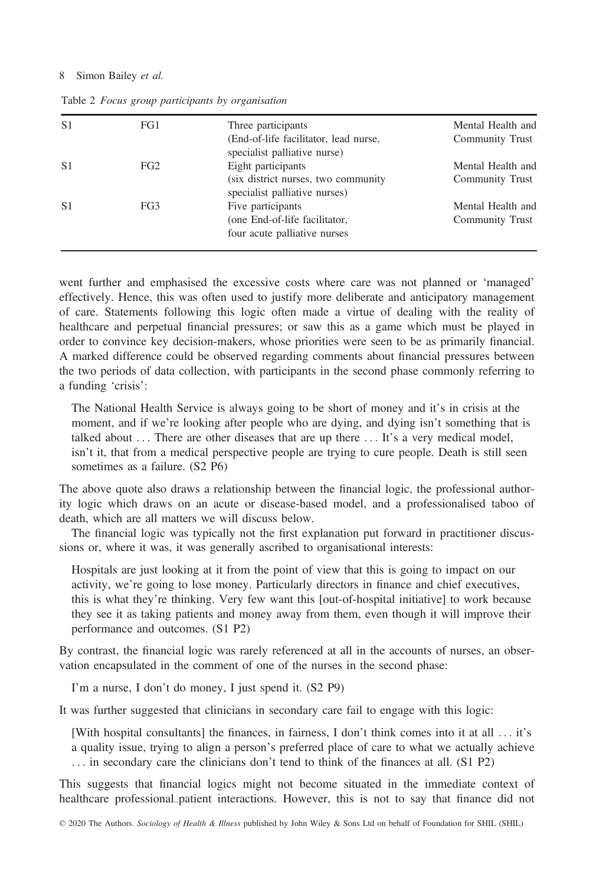Table 2 *Focus group participants by organisation*

| | | | |
|---|---|---|---|
| S1 | FG1 | Three participants (End-of-life facilitator, lead nurse, specialist palliative nurse) | Mental Health and Community Trust |
| S1 | FG2 | Eight participants (six district nurses, two community specialist palliative nurses) | Mental Health and Community Trust |
| S1 | FG3 | Five participants (one End-of-life facilitator, four acute palliative nurses | Mental Health and Community Trust |

went further and emphasised the excessive costs where care was not planned or 'managed' effectively. Hence, this was often used to justify more deliberate and anticipatory management of care. Statements following this logic often made a virtue of dealing with the reality of healthcare and perpetual financial pressures; or saw this as a game which must be played in order to convince key decision-makers, whose priorities were seen to be as primarily financial. A marked difference could be observed regarding comments about financial pressures between the two periods of data collection, with participants in the second phase commonly referring to a funding 'crisis':

> The National Health Service is always going to be short of money and it's in crisis at the moment, and if we're looking after people who are dying, and dying isn't something that is talked about . . . There are other diseases that are up there . . . It's a very medical model, isn't it, that from a medical perspective people are trying to cure people. Death is still seen sometimes as a failure. (S2 P6)

The above quote also draws a relationship between the financial logic, the professional authority logic which draws on an acute or disease-based model, and a professionalised taboo of death, which are all matters we will discuss below.

The financial logic was typically not the first explanation put forward in practitioner discussions or, where it was, it was generally ascribed to organisational interests:

> Hospitals are just looking at it from the point of view that this is going to impact on our activity, we're going to lose money. Particularly directors in finance and chief executives, this is what they're thinking. Very few want this [out-of-hospital initiative] to work because they see it as taking patients and money away from them, even though it will improve their performance and outcomes. (S1 P2)

By contrast, the financial logic was rarely referenced at all in the accounts of nurses, an observation encapsulated in the comment of one of the nurses in the second phase:

> I'm a nurse, I don't do money, I just spend it. (S2 P9)

It was further suggested that clinicians in secondary care fail to engage with this logic:

> [With hospital consultants] the finances, in fairness, I don't think comes into it at all . . . it's a quality issue, trying to align a person's preferred place of care to what we actually achieve . . . in secondary care the clinicians don't tend to think of the finances at all. (S1 P2)

This suggests that financial logics might not become situated in the immediate context of healthcare professional–patient interactions. However, this is not to say that finance did not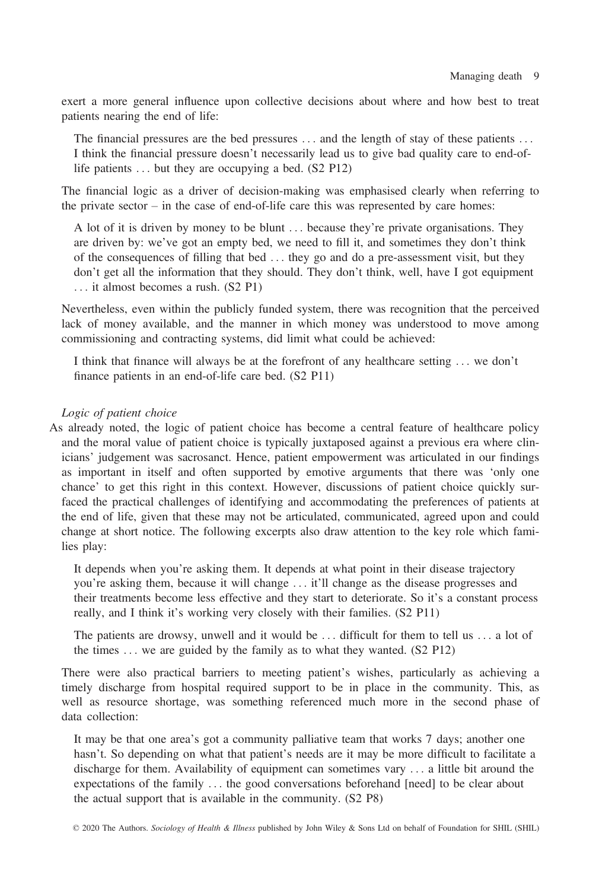exert a more general influence upon collective decisions about where and how best to treat patients nearing the end of life:

> The financial pressures are the bed pressures … and the length of stay of these patients … I think the financial pressure doesn't necessarily lead us to give bad quality care to end-of-life patients … but they are occupying a bed. (S2 P12)

The financial logic as a driver of decision-making was emphasised clearly when referring to the private sector – in the case of end-of-life care this was represented by care homes:

> A lot of it is driven by money to be blunt … because they're private organisations. They are driven by: we've got an empty bed, we need to fill it, and sometimes they don't think of the consequences of filling that bed … they go and do a pre-assessment visit, but they don't get all the information that they should. They don't think, well, have I got equipment … it almost becomes a rush. (S2 P1)

Nevertheless, even within the publicly funded system, there was recognition that the perceived lack of money available, and the manner in which money was understood to move among commissioning and contracting systems, did limit what could be achieved:

> I think that finance will always be at the forefront of any healthcare setting … we don't finance patients in an end-of-life care bed. (S2 P11)

*Logic of patient choice*

As already noted, the logic of patient choice has become a central feature of healthcare policy and the moral value of patient choice is typically juxtaposed against a previous era where clinicians' judgement was sacrosanct. Hence, patient empowerment was articulated in our findings as important in itself and often supported by emotive arguments that there was 'only one chance' to get this right in this context. However, discussions of patient choice quickly surfaced the practical challenges of identifying and accommodating the preferences of patients at the end of life, given that these may not be articulated, communicated, agreed upon and could change at short notice. The following excerpts also draw attention to the key role which families play:

> It depends when you're asking them. It depends at what point in their disease trajectory you're asking them, because it will change … it'll change as the disease progresses and their treatments become less effective and they start to deteriorate. So it's a constant process really, and I think it's working very closely with their families. (S2 P11)

> The patients are drowsy, unwell and it would be … difficult for them to tell us … a lot of the times … we are guided by the family as to what they wanted. (S2 P12)

There were also practical barriers to meeting patient's wishes, particularly as achieving a timely discharge from hospital required support to be in place in the community. This, as well as resource shortage, was something referenced much more in the second phase of data collection:

> It may be that one area's got a community palliative team that works 7 days; another one hasn't. So depending on what that patient's needs are it may be more difficult to facilitate a discharge for them. Availability of equipment can sometimes vary … a little bit around the expectations of the family … the good conversations beforehand [need] to be clear about the actual support that is available in the community. (S2 P8)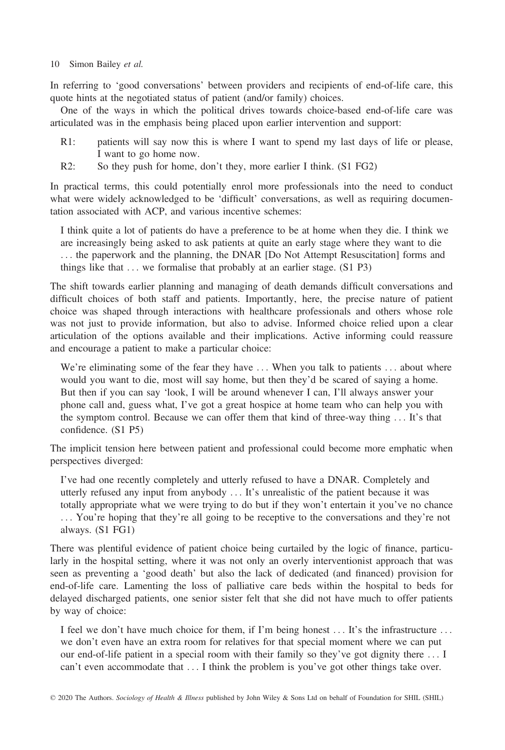In referring to 'good conversations' between providers and recipients of end-of-life care, this quote hints at the negotiated status of patient (and/or family) choices.

One of the ways in which the political drives towards choice-based end-of-life care was articulated was in the emphasis being placed upon earlier intervention and support:

> R1: patients will say now this is where I want to spend my last days of life or please, I want to go home now.
>
> R2: So they push for home, don't they, more earlier I think. (S1 FG2)

In practical terms, this could potentially enrol more professionals into the need to conduct what were widely acknowledged to be 'difficult' conversations, as well as requiring documentation associated with ACP, and various incentive schemes:

> I think quite a lot of patients do have a preference to be at home when they die. I think we are increasingly being asked to ask patients at quite an early stage where they want to die . . . the paperwork and the planning, the DNAR [Do Not Attempt Resuscitation] forms and things like that . . . we formalise that probably at an earlier stage. (S1 P3)

The shift towards earlier planning and managing of death demands difficult conversations and difficult choices of both staff and patients. Importantly, here, the precise nature of patient choice was shaped through interactions with healthcare professionals and others whose role was not just to provide information, but also to advise. Informed choice relied upon a clear articulation of the options available and their implications. Active informing could reassure and encourage a patient to make a particular choice:

> We're eliminating some of the fear they have . . . When you talk to patients . . . about where would you want to die, most will say home, but then they'd be scared of saying a home. But then if you can say 'look, I will be around whenever I can, I'll always answer your phone call and, guess what, I've got a great hospice at home team who can help you with the symptom control. Because we can offer them that kind of three-way thing . . . It's that confidence. (S1 P5)

The implicit tension here between patient and professional could become more emphatic when perspectives diverged:

> I've had one recently completely and utterly refused to have a DNAR. Completely and utterly refused any input from anybody . . . It's unrealistic of the patient because it was totally appropriate what we were trying to do but if they won't entertain it you've no chance . . . You're hoping that they're all going to be receptive to the conversations and they're not always. (S1 FG1)

There was plentiful evidence of patient choice being curtailed by the logic of finance, particularly in the hospital setting, where it was not only an overly interventionist approach that was seen as preventing a 'good death' but also the lack of dedicated (and financed) provision for end-of-life care. Lamenting the loss of palliative care beds within the hospital to beds for delayed discharged patients, one senior sister felt that she did not have much to offer patients by way of choice:

> I feel we don't have much choice for them, if I'm being honest . . . It's the infrastructure . . . we don't even have an extra room for relatives for that special moment where we can put our end-of-life patient in a special room with their family so they've got dignity there . . . I can't even accommodate that . . . I think the problem is you've got other things take over.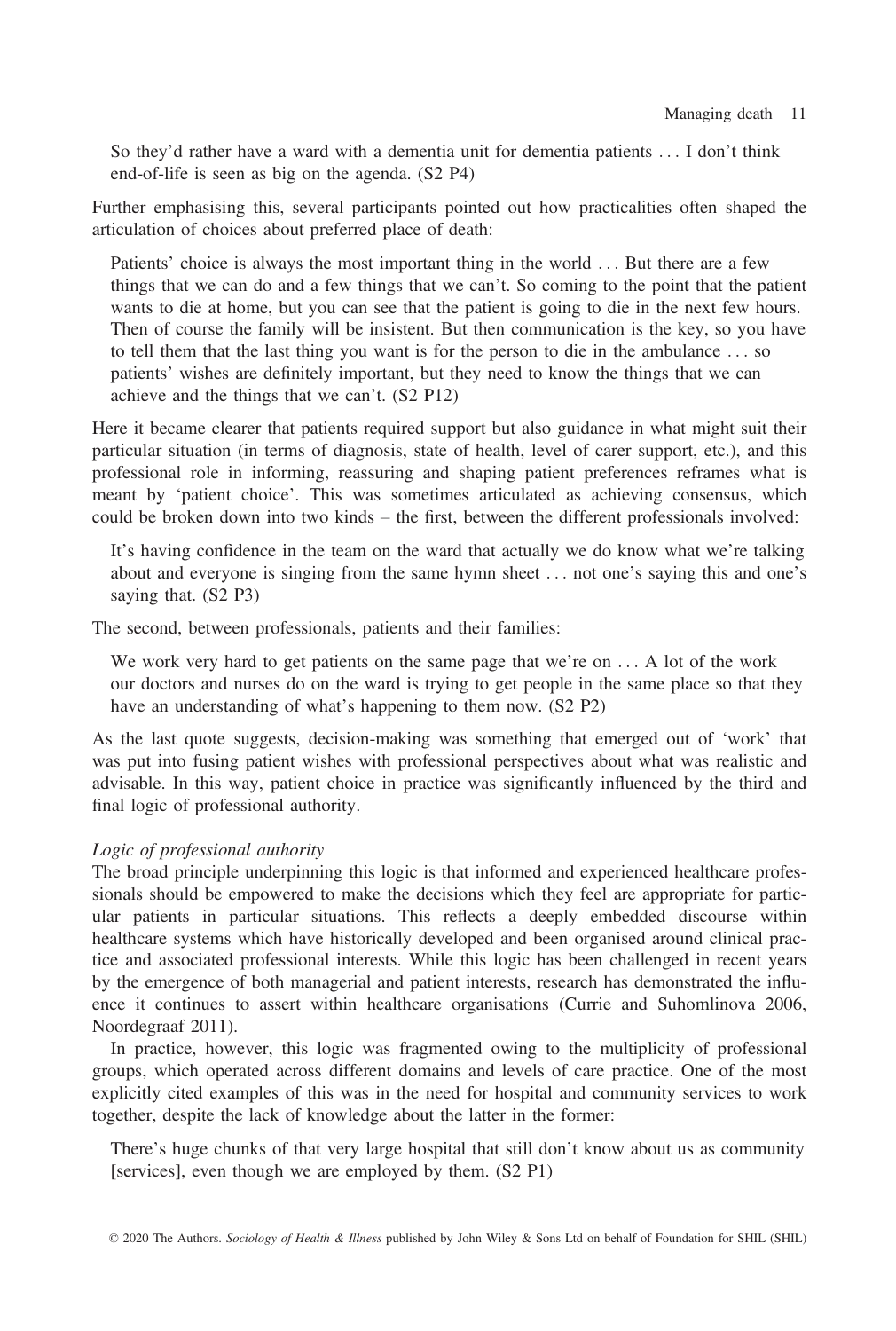> So they'd rather have a ward with a dementia unit for dementia patients . . . I don't think end-of-life is seen as big on the agenda. (S2 P4)

Further emphasising this, several participants pointed out how practicalities often shaped the articulation of choices about preferred place of death:

> Patients' choice is always the most important thing in the world . . . But there are a few things that we can do and a few things that we can't. So coming to the point that the patient wants to die at home, but you can see that the patient is going to die in the next few hours. Then of course the family will be insistent. But then communication is the key, so you have to tell them that the last thing you want is for the person to die in the ambulance . . . so patients' wishes are definitely important, but they need to know the things that we can achieve and the things that we can't. (S2 P12)

Here it became clearer that patients required support but also guidance in what might suit their particular situation (in terms of diagnosis, state of health, level of carer support, etc.), and this professional role in informing, reassuring and shaping patient preferences reframes what is meant by 'patient choice'. This was sometimes articulated as achieving consensus, which could be broken down into two kinds – the first, between the different professionals involved:

> It's having confidence in the team on the ward that actually we do know what we're talking about and everyone is singing from the same hymn sheet . . . not one's saying this and one's saying that. (S2 P3)

The second, between professionals, patients and their families:

> We work very hard to get patients on the same page that we're on . . . A lot of the work our doctors and nurses do on the ward is trying to get people in the same place so that they have an understanding of what's happening to them now. (S2 P2)

As the last quote suggests, decision-making was something that emerged out of 'work' that was put into fusing patient wishes with professional perspectives about what was realistic and advisable. In this way, patient choice in practice was significantly influenced by the third and final logic of professional authority.

*Logic of professional authority*

The broad principle underpinning this logic is that informed and experienced healthcare professionals should be empowered to make the decisions which they feel are appropriate for particular patients in particular situations. This reflects a deeply embedded discourse within healthcare systems which have historically developed and been organised around clinical practice and associated professional interests. While this logic has been challenged in recent years by the emergence of both managerial and patient interests, research has demonstrated the influence it continues to assert within healthcare organisations (Currie and Suhomlinova 2006, Noordegraaf 2011).

In practice, however, this logic was fragmented owing to the multiplicity of professional groups, which operated across different domains and levels of care practice. One of the most explicitly cited examples of this was in the need for hospital and community services to work together, despite the lack of knowledge about the latter in the former:

> There's huge chunks of that very large hospital that still don't know about us as community [services], even though we are employed by them. (S2 P1)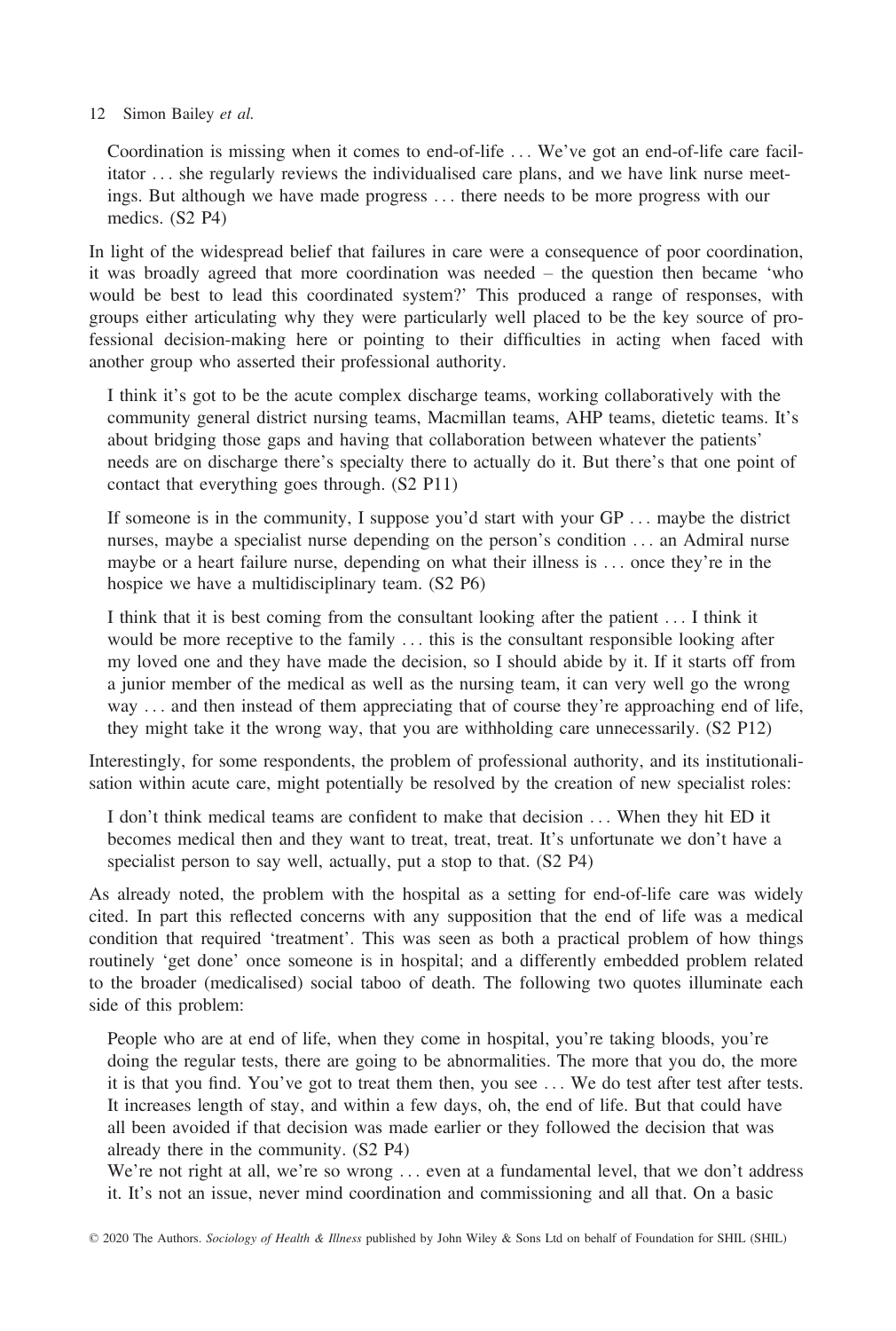> Coordination is missing when it comes to end-of-life … We've got an end-of-life care facilitator … she regularly reviews the individualised care plans, and we have link nurse meetings. But although we have made progress … there needs to be more progress with our medics. (S2 P4)

In light of the widespread belief that failures in care were a consequence of poor coordination, it was broadly agreed that more coordination was needed – the question then became 'who would be best to lead this coordinated system?' This produced a range of responses, with groups either articulating why they were particularly well placed to be the key source of professional decision-making here or pointing to their difficulties in acting when faced with another group who asserted their professional authority.

> I think it's got to be the acute complex discharge teams, working collaboratively with the community general district nursing teams, Macmillan teams, AHP teams, dietetic teams. It's about bridging those gaps and having that collaboration between whatever the patients' needs are on discharge there's specialty there to actually do it. But there's that one point of contact that everything goes through. (S2 P11)

> If someone is in the community, I suppose you'd start with your GP … maybe the district nurses, maybe a specialist nurse depending on the person's condition … an Admiral nurse maybe or a heart failure nurse, depending on what their illness is … once they're in the hospice we have a multidisciplinary team. (S2 P6)

> I think that it is best coming from the consultant looking after the patient … I think it would be more receptive to the family … this is the consultant responsible looking after my loved one and they have made the decision, so I should abide by it. If it starts off from a junior member of the medical as well as the nursing team, it can very well go the wrong way … and then instead of them appreciating that of course they're approaching end of life, they might take it the wrong way, that you are withholding care unnecessarily. (S2 P12)

Interestingly, for some respondents, the problem of professional authority, and its institutionalisation within acute care, might potentially be resolved by the creation of new specialist roles:

> I don't think medical teams are confident to make that decision … When they hit ED it becomes medical then and they want to treat, treat, treat. It's unfortunate we don't have a specialist person to say well, actually, put a stop to that. (S2 P4)

As already noted, the problem with the hospital as a setting for end-of-life care was widely cited. In part this reflected concerns with any supposition that the end of life was a medical condition that required 'treatment'. This was seen as both a practical problem of how things routinely 'get done' once someone is in hospital; and a differently embedded problem related to the broader (medicalised) social taboo of death. The following two quotes illuminate each side of this problem:

> People who are at end of life, when they come in hospital, you're taking bloods, you're doing the regular tests, there are going to be abnormalities. The more that you do, the more it is that you find. You've got to treat them then, you see … We do test after test after tests. It increases length of stay, and within a few days, oh, the end of life. But that could have all been avoided if that decision was made earlier or they followed the decision that was already there in the community. (S2 P4)

> We're not right at all, we're so wrong … even at a fundamental level, that we don't address it. It's not an issue, never mind coordination and commissioning and all that. On a basic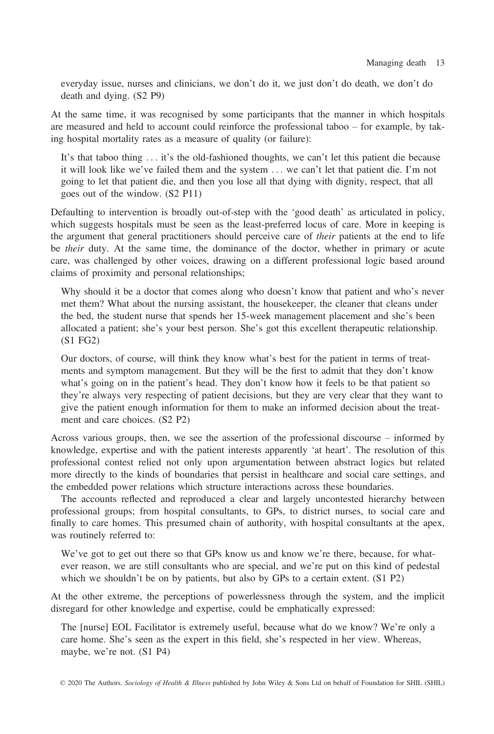everyday issue, nurses and clinicians, we don't do it, we just don't do death, we don't do death and dying. (S2 P9)

At the same time, it was recognised by some participants that the manner in which hospitals are measured and held to account could reinforce the professional taboo – for example, by taking hospital mortality rates as a measure of quality (or failure):

> It's that taboo thing . . . it's the old-fashioned thoughts, we can't let this patient die because it will look like we've failed them and the system . . . we can't let that patient die. I'm not going to let that patient die, and then you lose all that dying with dignity, respect, that all goes out of the window. (S2 P11)

Defaulting to intervention is broadly out-of-step with the 'good death' as articulated in policy, which suggests hospitals must be seen as the least-preferred locus of care. More in keeping is the argument that general practitioners should perceive care of *their* patients at the end to life be *their* duty. At the same time, the dominance of the doctor, whether in primary or acute care, was challenged by other voices, drawing on a different professional logic based around claims of proximity and personal relationships;

> Why should it be a doctor that comes along who doesn't know that patient and who's never met them? What about the nursing assistant, the housekeeper, the cleaner that cleans under the bed, the student nurse that spends her 15-week management placement and she's been allocated a patient; she's your best person. She's got this excellent therapeutic relationship. (S1 FG2)

> Our doctors, of course, will think they know what's best for the patient in terms of treatments and symptom management. But they will be the first to admit that they don't know what's going on in the patient's head. They don't know how it feels to be that patient so they're always very respecting of patient decisions, but they are very clear that they want to give the patient enough information for them to make an informed decision about the treatment and care choices. (S2 P2)

Across various groups, then, we see the assertion of the professional discourse – informed by knowledge, expertise and with the patient interests apparently 'at heart'. The resolution of this professional contest relied not only upon argumentation between abstract logics but related more directly to the kinds of boundaries that persist in healthcare and social care settings, and the embedded power relations which structure interactions across these boundaries.

The accounts reflected and reproduced a clear and largely uncontested hierarchy between professional groups; from hospital consultants, to GPs, to district nurses, to social care and finally to care homes. This presumed chain of authority, with hospital consultants at the apex, was routinely referred to:

> We've got to get out there so that GPs know us and know we're there, because, for whatever reason, we are still consultants who are special, and we're put on this kind of pedestal which we shouldn't be on by patients, but also by GPs to a certain extent. (S1 P2)

At the other extreme, the perceptions of powerlessness through the system, and the implicit disregard for other knowledge and expertise, could be emphatically expressed:

> The [nurse] EOL Facilitator is extremely useful, because what do we know? We're only a care home. She's seen as the expert in this field, she's respected in her view. Whereas, maybe, we're not. (S1 P4)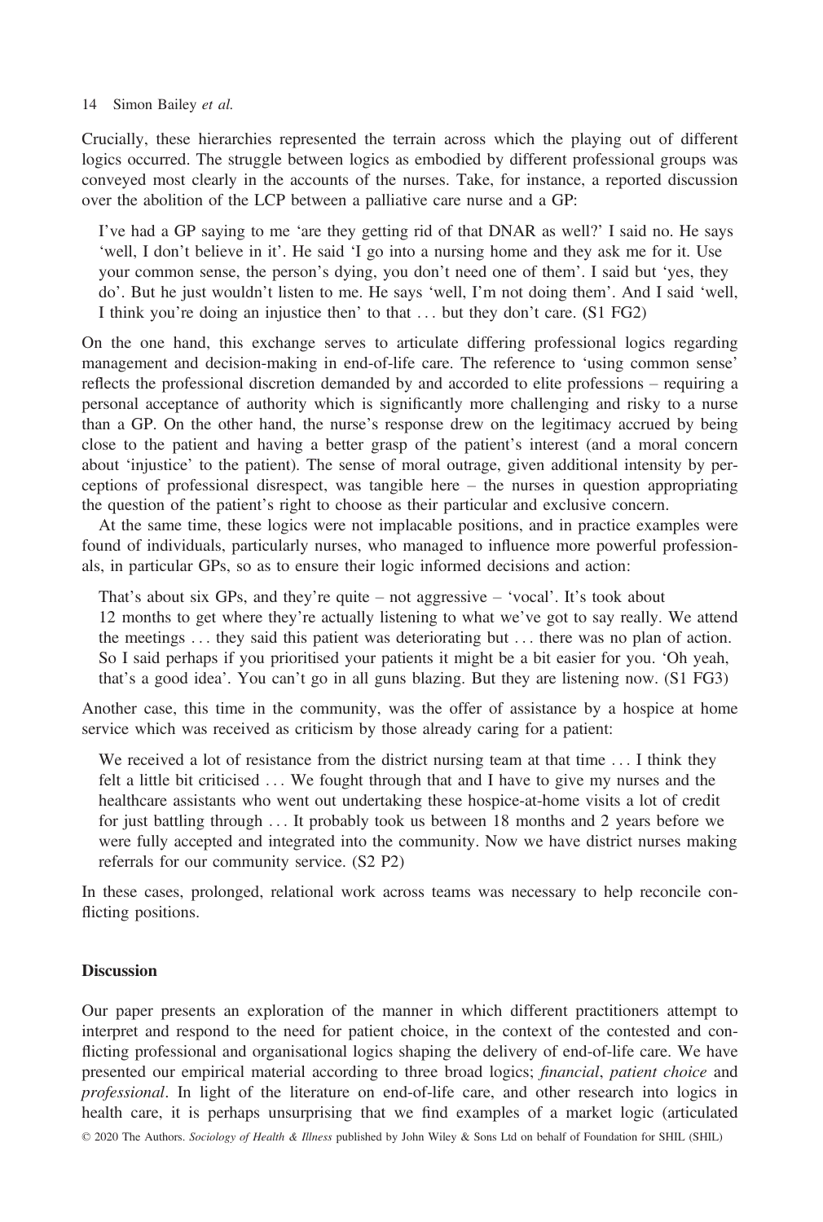Crucially, these hierarchies represented the terrain across which the playing out of different logics occurred. The struggle between logics as embodied by different professional groups was conveyed most clearly in the accounts of the nurses. Take, for instance, a reported discussion over the abolition of the LCP between a palliative care nurse and a GP:

> I've had a GP saying to me 'are they getting rid of that DNAR as well?' I said no. He says 'well, I don't believe in it'. He said 'I go into a nursing home and they ask me for it. Use your common sense, the person's dying, you don't need one of them'. I said but 'yes, they do'. But he just wouldn't listen to me. He says 'well, I'm not doing them'. And I said 'well, I think you're doing an injustice then' to that ... but they don't care. (S1 FG2)

On the one hand, this exchange serves to articulate differing professional logics regarding management and decision-making in end-of-life care. The reference to 'using common sense' reflects the professional discretion demanded by and accorded to elite professions – requiring a personal acceptance of authority which is significantly more challenging and risky to a nurse than a GP. On the other hand, the nurse's response drew on the legitimacy accrued by being close to the patient and having a better grasp of the patient's interest (and a moral concern about 'injustice' to the patient). The sense of moral outrage, given additional intensity by perceptions of professional disrespect, was tangible here – the nurses in question appropriating the question of the patient's right to choose as their particular and exclusive concern.

At the same time, these logics were not implacable positions, and in practice examples were found of individuals, particularly nurses, who managed to influence more powerful professionals, in particular GPs, so as to ensure their logic informed decisions and action:

> That's about six GPs, and they're quite – not aggressive – 'vocal'. It's took about 12 months to get where they're actually listening to what we've got to say really. We attend the meetings ... they said this patient was deteriorating but ... there was no plan of action. So I said perhaps if you prioritised your patients it might be a bit easier for you. 'Oh yeah, that's a good idea'. You can't go in all guns blazing. But they are listening now. (S1 FG3)

Another case, this time in the community, was the offer of assistance by a hospice at home service which was received as criticism by those already caring for a patient:

> We received a lot of resistance from the district nursing team at that time ... I think they felt a little bit criticised ... We fought through that and I have to give my nurses and the healthcare assistants who went out undertaking these hospice-at-home visits a lot of credit for just battling through ... It probably took us between 18 months and 2 years before we were fully accepted and integrated into the community. Now we have district nurses making referrals for our community service. (S2 P2)

In these cases, prolonged, relational work across teams was necessary to help reconcile conflicting positions.

## Discussion

Our paper presents an exploration of the manner in which different practitioners attempt to interpret and respond to the need for patient choice, in the context of the contested and conflicting professional and organisational logics shaping the delivery of end-of-life care. We have presented our empirical material according to three broad logics; *financial*, *patient choice* and *professional*. In light of the literature on end-of-life care, and other research into logics in health care, it is perhaps unsurprising that we find examples of a market logic (articulated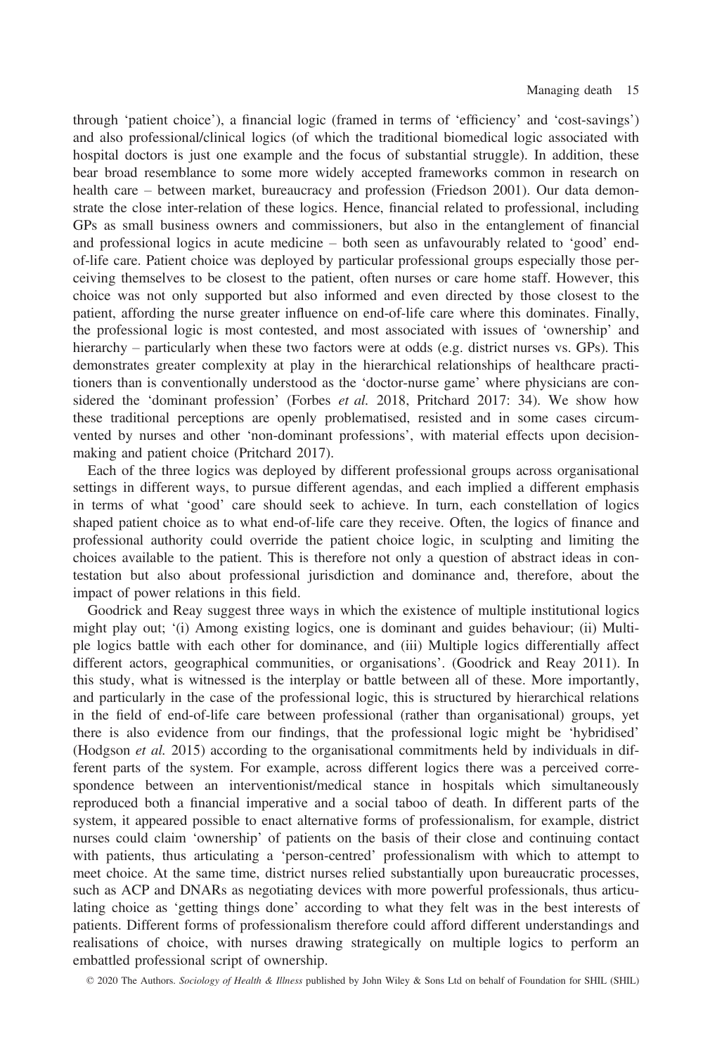through 'patient choice'), a financial logic (framed in terms of 'efficiency' and 'cost-savings') and also professional/clinical logics (of which the traditional biomedical logic associated with hospital doctors is just one example and the focus of substantial struggle). In addition, these bear broad resemblance to some more widely accepted frameworks common in research on health care – between market, bureaucracy and profession (Friedson 2001). Our data demonstrate the close inter-relation of these logics. Hence, financial related to professional, including GPs as small business owners and commissioners, but also in the entanglement of financial and professional logics in acute medicine – both seen as unfavourably related to 'good' end-of-life care. Patient choice was deployed by particular professional groups especially those perceiving themselves to be closest to the patient, often nurses or care home staff. However, this choice was not only supported but also informed and even directed by those closest to the patient, affording the nurse greater influence on end-of-life care where this dominates. Finally, the professional logic is most contested, and most associated with issues of 'ownership' and hierarchy – particularly when these two factors were at odds (e.g. district nurses vs. GPs). This demonstrates greater complexity at play in the hierarchical relationships of healthcare practitioners than is conventionally understood as the 'doctor-nurse game' where physicians are considered the 'dominant profession' (Forbes *et al.* 2018, Pritchard 2017: 34). We show how these traditional perceptions are openly problematised, resisted and in some cases circumvented by nurses and other 'non-dominant professions', with material effects upon decision-making and patient choice (Pritchard 2017).

Each of the three logics was deployed by different professional groups across organisational settings in different ways, to pursue different agendas, and each implied a different emphasis in terms of what 'good' care should seek to achieve. In turn, each constellation of logics shaped patient choice as to what end-of-life care they receive. Often, the logics of finance and professional authority could override the patient choice logic, in sculpting and limiting the choices available to the patient. This is therefore not only a question of abstract ideas in contestation but also about professional jurisdiction and dominance and, therefore, about the impact of power relations in this field.

Goodrick and Reay suggest three ways in which the existence of multiple institutional logics might play out; '(i) Among existing logics, one is dominant and guides behaviour; (ii) Multiple logics battle with each other for dominance, and (iii) Multiple logics differentially affect different actors, geographical communities, or organisations'. (Goodrick and Reay 2011). In this study, what is witnessed is the interplay or battle between all of these. More importantly, and particularly in the case of the professional logic, this is structured by hierarchical relations in the field of end-of-life care between professional (rather than organisational) groups, yet there is also evidence from our findings, that the professional logic might be 'hybridised' (Hodgson *et al.* 2015) according to the organisational commitments held by individuals in different parts of the system. For example, across different logics there was a perceived correspondence between an interventionist/medical stance in hospitals which simultaneously reproduced both a financial imperative and a social taboo of death. In different parts of the system, it appeared possible to enact alternative forms of professionalism, for example, district nurses could claim 'ownership' of patients on the basis of their close and continuing contact with patients, thus articulating a 'person-centred' professionalism with which to attempt to meet choice. At the same time, district nurses relied substantially upon bureaucratic processes, such as ACP and DNARs as negotiating devices with more powerful professionals, thus articulating choice as 'getting things done' according to what they felt was in the best interests of patients. Different forms of professionalism therefore could afford different understandings and realisations of choice, with nurses drawing strategically on multiple logics to perform an embattled professional script of ownership.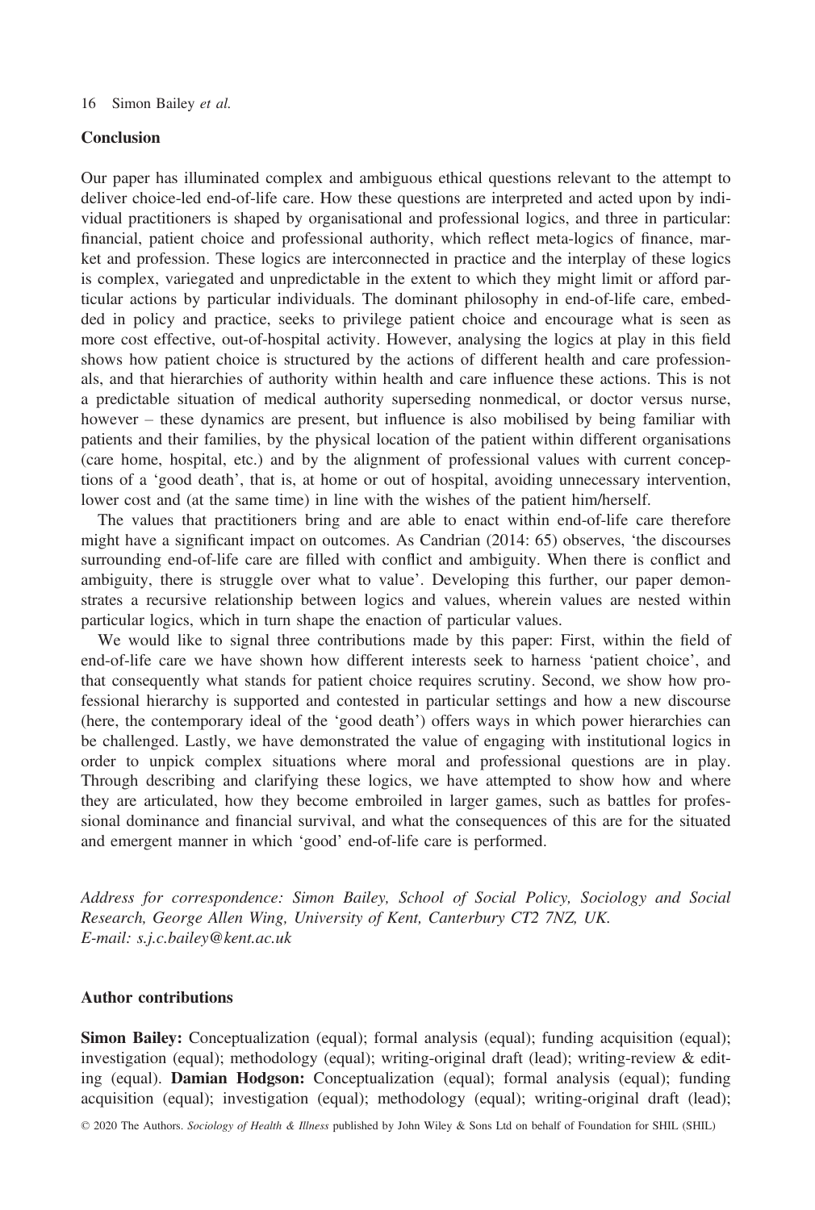## Conclusion

Our paper has illuminated complex and ambiguous ethical questions relevant to the attempt to deliver choice-led end-of-life care. How these questions are interpreted and acted upon by individual practitioners is shaped by organisational and professional logics, and three in particular: financial, patient choice and professional authority, which reflect meta-logics of finance, market and profession. These logics are interconnected in practice and the interplay of these logics is complex, variegated and unpredictable in the extent to which they might limit or afford particular actions by particular individuals. The dominant philosophy in end-of-life care, embedded in policy and practice, seeks to privilege patient choice and encourage what is seen as more cost effective, out-of-hospital activity. However, analysing the logics at play in this field shows how patient choice is structured by the actions of different health and care professionals, and that hierarchies of authority within health and care influence these actions. This is not a predictable situation of medical authority superseding nonmedical, or doctor versus nurse, however – these dynamics are present, but influence is also mobilised by being familiar with patients and their families, by the physical location of the patient within different organisations (care home, hospital, etc.) and by the alignment of professional values with current conceptions of a 'good death', that is, at home or out of hospital, avoiding unnecessary intervention, lower cost and (at the same time) in line with the wishes of the patient him/herself.

The values that practitioners bring and are able to enact within end-of-life care therefore might have a significant impact on outcomes. As Candrian (2014: 65) observes, 'the discourses surrounding end-of-life care are filled with conflict and ambiguity. When there is conflict and ambiguity, there is struggle over what to value'. Developing this further, our paper demonstrates a recursive relationship between logics and values, wherein values are nested within particular logics, which in turn shape the enaction of particular values.

We would like to signal three contributions made by this paper: First, within the field of end-of-life care we have shown how different interests seek to harness 'patient choice', and that consequently what stands for patient choice requires scrutiny. Second, we show how professional hierarchy is supported and contested in particular settings and how a new discourse (here, the contemporary ideal of the 'good death') offers ways in which power hierarchies can be challenged. Lastly, we have demonstrated the value of engaging with institutional logics in order to unpick complex situations where moral and professional questions are in play. Through describing and clarifying these logics, we have attempted to show how and where they are articulated, how they become embroiled in larger games, such as battles for professional dominance and financial survival, and what the consequences of this are for the situated and emergent manner in which 'good' end-of-life care is performed.

*Address for correspondence: Simon Bailey, School of Social Policy, Sociology and Social Research, George Allen Wing, University of Kent, Canterbury CT2 7NZ, UK. E-mail: s.j.c.bailey@kent.ac.uk*

## Author contributions

**Simon Bailey:** Conceptualization (equal); formal analysis (equal); funding acquisition (equal); investigation (equal); methodology (equal); writing-original draft (lead); writing-review & editing (equal). **Damian Hodgson:** Conceptualization (equal); formal analysis (equal); funding acquisition (equal); investigation (equal); methodology (equal); writing-original draft (lead);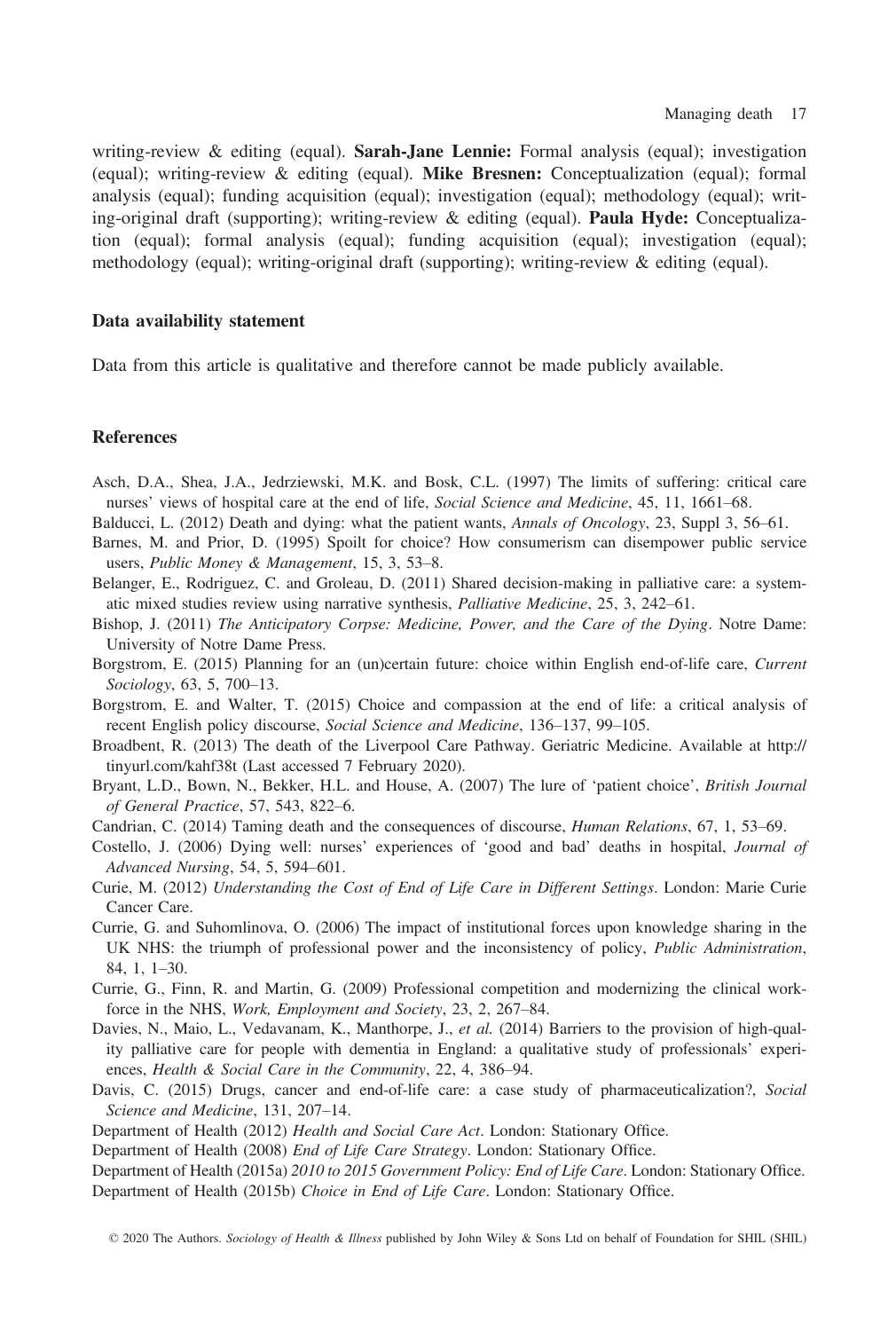writing-review & editing (equal). **Sarah-Jane Lennie:** Formal analysis (equal); investigation (equal); writing-review & editing (equal). **Mike Bresnen:** Conceptualization (equal); formal analysis (equal); funding acquisition (equal); investigation (equal); methodology (equal); writing-original draft (supporting); writing-review & editing (equal). **Paula Hyde:** Conceptualization (equal); formal analysis (equal); funding acquisition (equal); investigation (equal); methodology (equal); writing-original draft (supporting); writing-review & editing (equal).

### Data availability statement

Data from this article is qualitative and therefore cannot be made publicly available.

### References

Asch, D.A., Shea, J.A., Jedrziewski, M.K. and Bosk, C.L. (1997) The limits of suffering: critical care nurses' views of hospital care at the end of life, *Social Science and Medicine*, 45, 11, 1661–68.

Balducci, L. (2012) Death and dying: what the patient wants, *Annals of Oncology*, 23, Suppl 3, 56–61.

Barnes, M. and Prior, D. (1995) Spoilt for choice? How consumerism can disempower public service users, *Public Money & Management*, 15, 3, 53–8.

Belanger, E., Rodriguez, C. and Groleau, D. (2011) Shared decision-making in palliative care: a systematic mixed studies review using narrative synthesis, *Palliative Medicine*, 25, 3, 242–61.

Bishop, J. (2011) *The Anticipatory Corpse: Medicine, Power, and the Care of the Dying*. Notre Dame: University of Notre Dame Press.

Borgstrom, E. (2015) Planning for an (un)certain future: choice within English end-of-life care, *Current Sociology*, 63, 5, 700–13.

Borgstrom, E. and Walter, T. (2015) Choice and compassion at the end of life: a critical analysis of recent English policy discourse, *Social Science and Medicine*, 136–137, 99–105.

Broadbent, R. (2013) The death of the Liverpool Care Pathway. Geriatric Medicine. Available at http://tinyurl.com/kahf38t (Last accessed 7 February 2020).

Bryant, L.D., Bown, N., Bekker, H.L. and House, A. (2007) The lure of 'patient choice', *British Journal of General Practice*, 57, 543, 822–6.

Candrian, C. (2014) Taming death and the consequences of discourse, *Human Relations*, 67, 1, 53–69.

Costello, J. (2006) Dying well: nurses' experiences of 'good and bad' deaths in hospital, *Journal of Advanced Nursing*, 54, 5, 594–601.

Curie, M. (2012) *Understanding the Cost of End of Life Care in Different Settings*. London: Marie Curie Cancer Care.

Currie, G. and Suhomlinova, O. (2006) The impact of institutional forces upon knowledge sharing in the UK NHS: the triumph of professional power and the inconsistency of policy, *Public Administration*, 84, 1, 1–30.

Currie, G., Finn, R. and Martin, G. (2009) Professional competition and modernizing the clinical workforce in the NHS, *Work, Employment and Society*, 23, 2, 267–84.

Davies, N., Maio, L., Vedavanam, K., Manthorpe, J., *et al.* (2014) Barriers to the provision of high-quality palliative care for people with dementia in England: a qualitative study of professionals' experiences, *Health & Social Care in the Community*, 22, 4, 386–94.

Davis, C. (2015) Drugs, cancer and end-of-life care: a case study of pharmaceuticalization?, *Social Science and Medicine*, 131, 207–14.

Department of Health (2012) *Health and Social Care Act*. London: Stationary Office.

Department of Health (2008) *End of Life Care Strategy*. London: Stationary Office.

Department of Health (2015a) *2010 to 2015 Government Policy: End of Life Care*. London: Stationary Office.

Department of Health (2015b) *Choice in End of Life Care*. London: Stationary Office.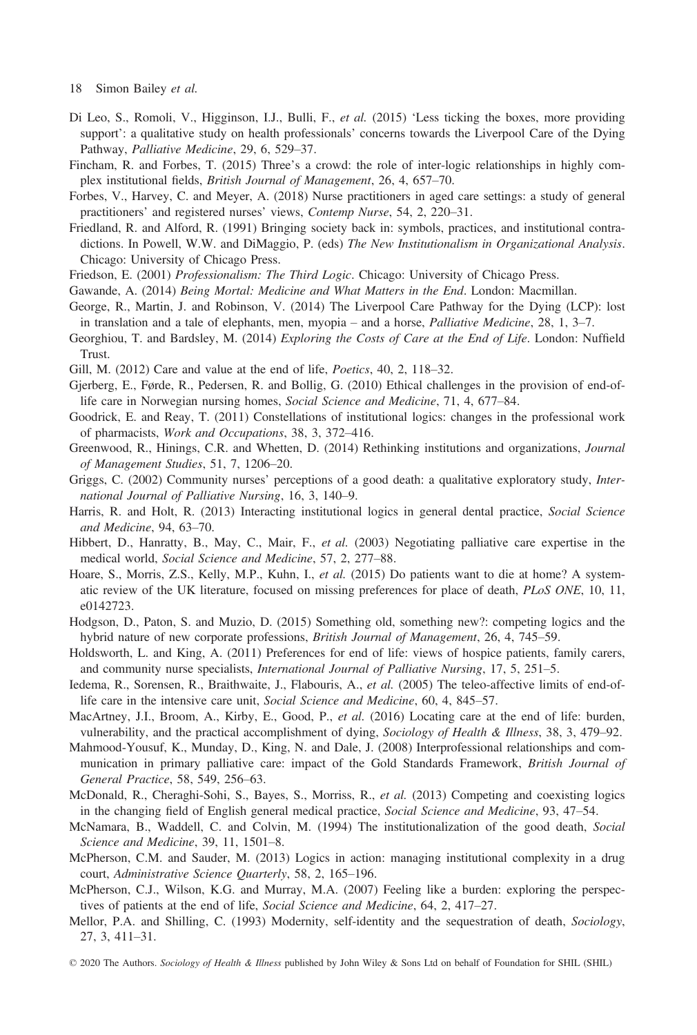Di Leo, S., Romoli, V., Higginson, I.J., Bulli, F., *et al.* (2015) 'Less ticking the boxes, more providing support': a qualitative study on health professionals' concerns towards the Liverpool Care of the Dying Pathway, *Palliative Medicine*, 29, 6, 529–37.

Fincham, R. and Forbes, T. (2015) Three's a crowd: the role of inter-logic relationships in highly complex institutional fields, *British Journal of Management*, 26, 4, 657–70.

Forbes, V., Harvey, C. and Meyer, A. (2018) Nurse practitioners in aged care settings: a study of general practitioners' and registered nurses' views, *Contemp Nurse*, 54, 2, 220–31.

Friedland, R. and Alford, R. (1991) Bringing society back in: symbols, practices, and institutional contradictions. In Powell, W.W. and DiMaggio, P. (eds) *The New Institutionalism in Organizational Analysis*. Chicago: University of Chicago Press.

Friedson, E. (2001) *Professionalism: The Third Logic*. Chicago: University of Chicago Press.

Gawande, A. (2014) *Being Mortal: Medicine and What Matters in the End*. London: Macmillan.

George, R., Martin, J. and Robinson, V. (2014) The Liverpool Care Pathway for the Dying (LCP): lost in translation and a tale of elephants, men, myopia – and a horse, *Palliative Medicine*, 28, 1, 3–7.

Georghiou, T. and Bardsley, M. (2014) *Exploring the Costs of Care at the End of Life*. London: Nuffield Trust.

Gill, M. (2012) Care and value at the end of life, *Poetics*, 40, 2, 118–32.

Gjerberg, E., Førde, R., Pedersen, R. and Bollig, G. (2010) Ethical challenges in the provision of end-of-life care in Norwegian nursing homes, *Social Science and Medicine*, 71, 4, 677–84.

Goodrick, E. and Reay, T. (2011) Constellations of institutional logics: changes in the professional work of pharmacists, *Work and Occupations*, 38, 3, 372–416.

Greenwood, R., Hinings, C.R. and Whetten, D. (2014) Rethinking institutions and organizations, *Journal of Management Studies*, 51, 7, 1206–20.

Griggs, C. (2002) Community nurses' perceptions of a good death: a qualitative exploratory study, *International Journal of Palliative Nursing*, 16, 3, 140–9.

Harris, R. and Holt, R. (2013) Interacting institutional logics in general dental practice, *Social Science and Medicine*, 94, 63–70.

Hibbert, D., Hanratty, B., May, C., Mair, F., *et al.* (2003) Negotiating palliative care expertise in the medical world, *Social Science and Medicine*, 57, 2, 277–88.

Hoare, S., Morris, Z.S., Kelly, M.P., Kuhn, I., *et al.* (2015) Do patients want to die at home? A systematic review of the UK literature, focused on missing preferences for place of death, *PLoS ONE*, 10, 11, e0142723.

Hodgson, D., Paton, S. and Muzio, D. (2015) Something old, something new?: competing logics and the hybrid nature of new corporate professions, *British Journal of Management*, 26, 4, 745–59.

Holdsworth, L. and King, A. (2011) Preferences for end of life: views of hospice patients, family carers, and community nurse specialists, *International Journal of Palliative Nursing*, 17, 5, 251–5.

Iedema, R., Sorensen, R., Braithwaite, J., Flabouris, A., *et al.* (2005) The teleo-affective limits of end-of-life care in the intensive care unit, *Social Science and Medicine*, 60, 4, 845–57.

MacArtney, J.I., Broom, A., Kirby, E., Good, P., *et al.* (2016) Locating care at the end of life: burden, vulnerability, and the practical accomplishment of dying, *Sociology of Health & Illness*, 38, 3, 479–92.

Mahmood-Yousuf, K., Munday, D., King, N. and Dale, J. (2008) Interprofessional relationships and communication in primary palliative care: impact of the Gold Standards Framework, *British Journal of General Practice*, 58, 549, 256–63.

McDonald, R., Cheraghi-Sohi, S., Bayes, S., Morriss, R., *et al.* (2013) Competing and coexisting logics in the changing field of English general medical practice, *Social Science and Medicine*, 93, 47–54.

McNamara, B., Waddell, C. and Colvin, M. (1994) The institutionalization of the good death, *Social Science and Medicine*, 39, 11, 1501–8.

McPherson, C.M. and Sauder, M. (2013) Logics in action: managing institutional complexity in a drug court, *Administrative Science Quarterly*, 58, 2, 165–196.

McPherson, C.J., Wilson, K.G. and Murray, M.A. (2007) Feeling like a burden: exploring the perspectives of patients at the end of life, *Social Science and Medicine*, 64, 2, 417–27.

Mellor, P.A. and Shilling, C. (1993) Modernity, self-identity and the sequestration of death, *Sociology*, 27, 3, 411–31.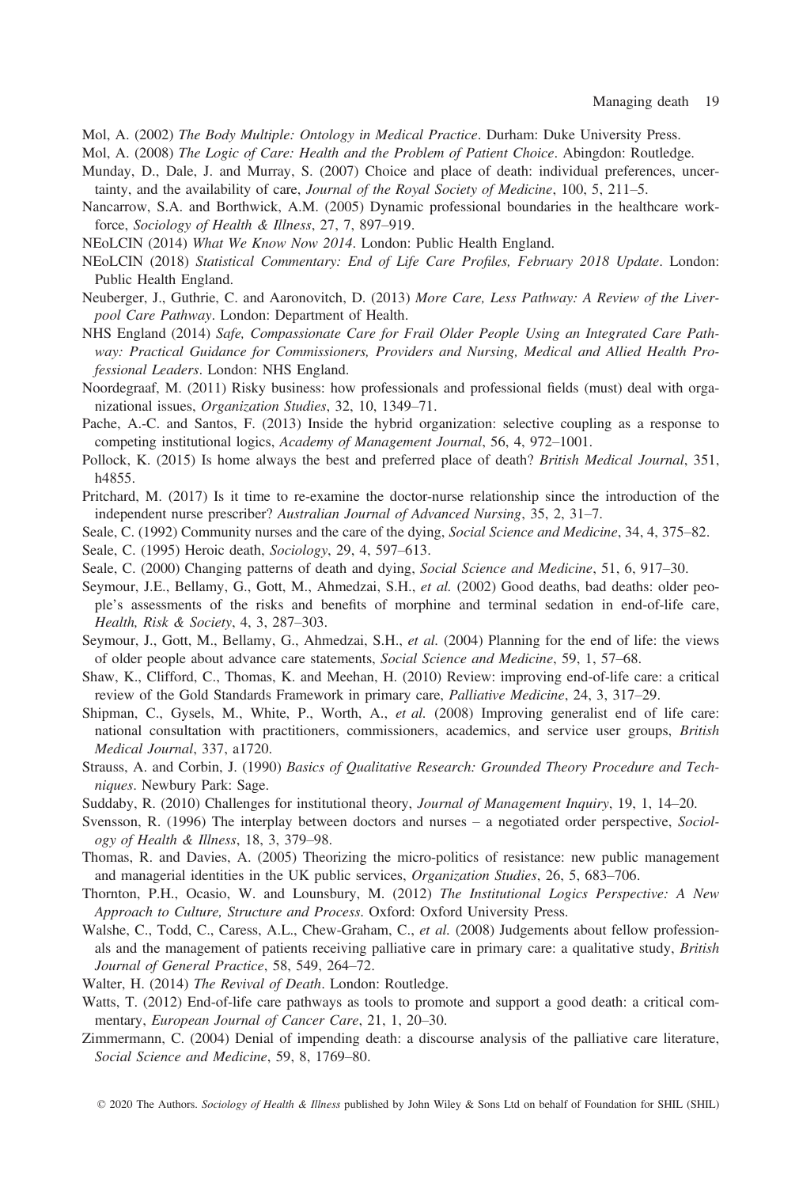Mol, A. (2002) *The Body Multiple: Ontology in Medical Practice*. Durham: Duke University Press.

Mol, A. (2008) *The Logic of Care: Health and the Problem of Patient Choice*. Abingdon: Routledge.

Munday, D., Dale, J. and Murray, S. (2007) Choice and place of death: individual preferences, uncertainty, and the availability of care, *Journal of the Royal Society of Medicine*, 100, 5, 211–5.

Nancarrow, S.A. and Borthwick, A.M. (2005) Dynamic professional boundaries in the healthcare workforce, *Sociology of Health & Illness*, 27, 7, 897–919.

NEoLCIN (2014) *What We Know Now 2014*. London: Public Health England.

NEoLCIN (2018) *Statistical Commentary: End of Life Care Profiles, February 2018 Update*. London: Public Health England.

Neuberger, J., Guthrie, C. and Aaronovitch, D. (2013) *More Care, Less Pathway: A Review of the Liverpool Care Pathway*. London: Department of Health.

NHS England (2014) *Safe, Compassionate Care for Frail Older People Using an Integrated Care Pathway: Practical Guidance for Commissioners, Providers and Nursing, Medical and Allied Health Professional Leaders*. London: NHS England.

Noordegraaf, M. (2011) Risky business: how professionals and professional fields (must) deal with organizational issues, *Organization Studies*, 32, 10, 1349–71.

Pache, A.-C. and Santos, F. (2013) Inside the hybrid organization: selective coupling as a response to competing institutional logics, *Academy of Management Journal*, 56, 4, 972–1001.

Pollock, K. (2015) Is home always the best and preferred place of death? *British Medical Journal*, 351, h4855.

Pritchard, M. (2017) Is it time to re-examine the doctor-nurse relationship since the introduction of the independent nurse prescriber? *Australian Journal of Advanced Nursing*, 35, 2, 31–7.

Seale, C. (1992) Community nurses and the care of the dying, *Social Science and Medicine*, 34, 4, 375–82.

Seale, C. (1995) Heroic death, *Sociology*, 29, 4, 597–613.

Seale, C. (2000) Changing patterns of death and dying, *Social Science and Medicine*, 51, 6, 917–30.

Seymour, J.E., Bellamy, G., Gott, M., Ahmedzai, S.H., *et al.* (2002) Good deaths, bad deaths: older people's assessments of the risks and benefits of morphine and terminal sedation in end-of-life care, *Health, Risk & Society*, 4, 3, 287–303.

Seymour, J., Gott, M., Bellamy, G., Ahmedzai, S.H., *et al.* (2004) Planning for the end of life: the views of older people about advance care statements, *Social Science and Medicine*, 59, 1, 57–68.

Shaw, K., Clifford, C., Thomas, K. and Meehan, H. (2010) Review: improving end-of-life care: a critical review of the Gold Standards Framework in primary care, *Palliative Medicine*, 24, 3, 317–29.

Shipman, C., Gysels, M., White, P., Worth, A., *et al.* (2008) Improving generalist end of life care: national consultation with practitioners, commissioners, academics, and service user groups, *British Medical Journal*, 337, a1720.

Strauss, A. and Corbin, J. (1990) *Basics of Qualitative Research: Grounded Theory Procedure and Techniques*. Newbury Park: Sage.

Suddaby, R. (2010) Challenges for institutional theory, *Journal of Management Inquiry*, 19, 1, 14–20.

Svensson, R. (1996) The interplay between doctors and nurses – a negotiated order perspective, *Sociology of Health & Illness*, 18, 3, 379–98.

Thomas, R. and Davies, A. (2005) Theorizing the micro-politics of resistance: new public management and managerial identities in the UK public services, *Organization Studies*, 26, 5, 683–706.

Thornton, P.H., Ocasio, W. and Lounsbury, M. (2012) *The Institutional Logics Perspective: A New Approach to Culture, Structure and Process*. Oxford: Oxford University Press.

Walshe, C., Todd, C., Caress, A.L., Chew-Graham, C., *et al.* (2008) Judgements about fellow professionals and the management of patients receiving palliative care in primary care: a qualitative study, *British Journal of General Practice*, 58, 549, 264–72.

Walter, H. (2014) *The Revival of Death*. London: Routledge.

Watts, T. (2012) End-of-life care pathways as tools to promote and support a good death: a critical commentary, *European Journal of Cancer Care*, 21, 1, 20–30.

Zimmermann, C. (2004) Denial of impending death: a discourse analysis of the palliative care literature, *Social Science and Medicine*, 59, 8, 1769–80.